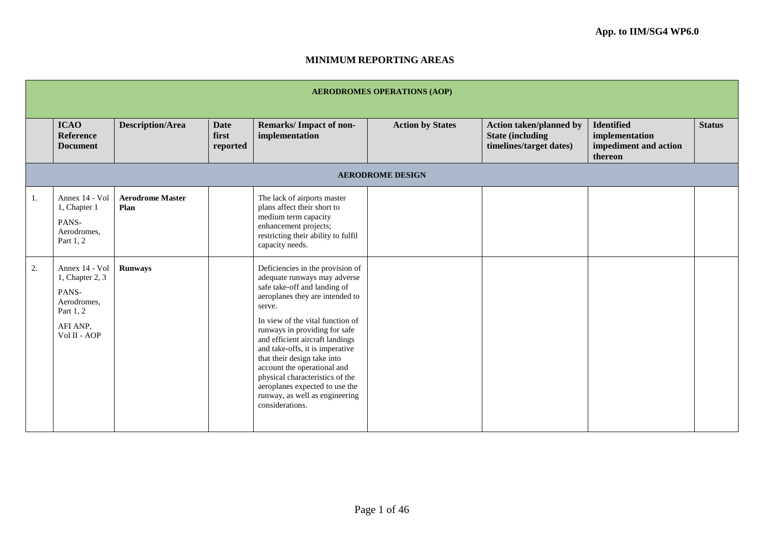**App. to IIM/SG4 WP6.0**

# MINIMUM REPORTING AREAS

| AERODROMES OPERATIONS (AOP) | | | | | | | | |
|---|---|---|---|---|---|---|---|---|
| | **ICAO Reference Document** | **Description/Area** | **Date first reported** | **Remarks/ Impact of non-implementation** | **Action by States** | **Action taken/planned by State (including timelines/target dates)** | **Identified implementation impediment and action thereon** | **Status** |
| **AERODROME DESIGN** | | | | | | | | |
| 1. | Annex 14 - Vol 1, Chapter 1<br>PANS-Aerodromes, Part 1, 2 | **Aerodrome Master Plan** | | The lack of airports master plans affect their short to medium term capacity enhancement projects; restricting their ability to fulfil capacity needs. | | | | |
| 2. | Annex 14 - Vol 1, Chapter 2, 3<br>PANS-Aerodromes, Part 1, 2<br>AFI ANP, Vol II - AOP | **Runways** | | Deficiencies in the provision of adequate runways may adverse safe take-off and landing of aeroplanes they are intended to serve.<br>In view of the vital function of runways in providing for safe and efficient aircraft landings and take-offs, it is imperative that their design take into account the operational and physical characteristics of the aeroplanes expected to use the runway, as well as engineering considerations. | | | | |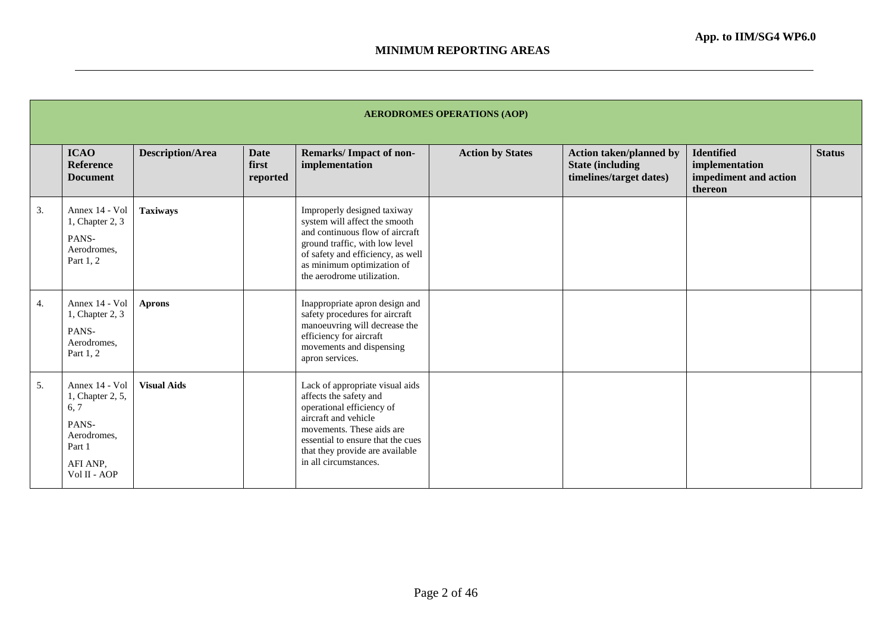**App. to IIM/SG4 WP6.0**

## MINIMUM REPORTING AREAS

| AERODROMES OPERATIONS (AOP) | | | | | | | | |
|---|---|---|---|---|---|---|---|---|
| | **ICAO Reference Document** | **Description/Area** | **Date first reported** | **Remarks/ Impact of non-implementation** | **Action by States** | **Action taken/planned by State (including timelines/target dates)** | **Identified implementation impediment and action thereon** | **Status** |
| 3. | Annex 14 - Vol 1, Chapter 2, 3<br>PANS-Aerodromes, Part 1, 2 | **Taxiways** | | Improperly designed taxiway system will affect the smooth and continuous flow of aircraft ground traffic, with low level of safety and efficiency, as well as minimum optimization of the aerodrome utilization. | | | | |
| 4. | Annex 14 - Vol 1, Chapter 2, 3<br>PANS-Aerodromes, Part 1, 2 | **Aprons** | | Inappropriate apron design and safety procedures for aircraft manoeuvring will decrease the efficiency for aircraft movements and dispensing apron services. | | | | |
| 5. | Annex 14 - Vol 1, Chapter 2, 5, 6, 7<br>PANS-Aerodromes, Part 1<br>AFI ANP, Vol II - AOP | **Visual Aids** | | Lack of appropriate visual aids affects the safety and operational efficiency of aircraft and vehicle movements. These aids are essential to ensure that the cues that they provide are available in all circumstances. | | | | |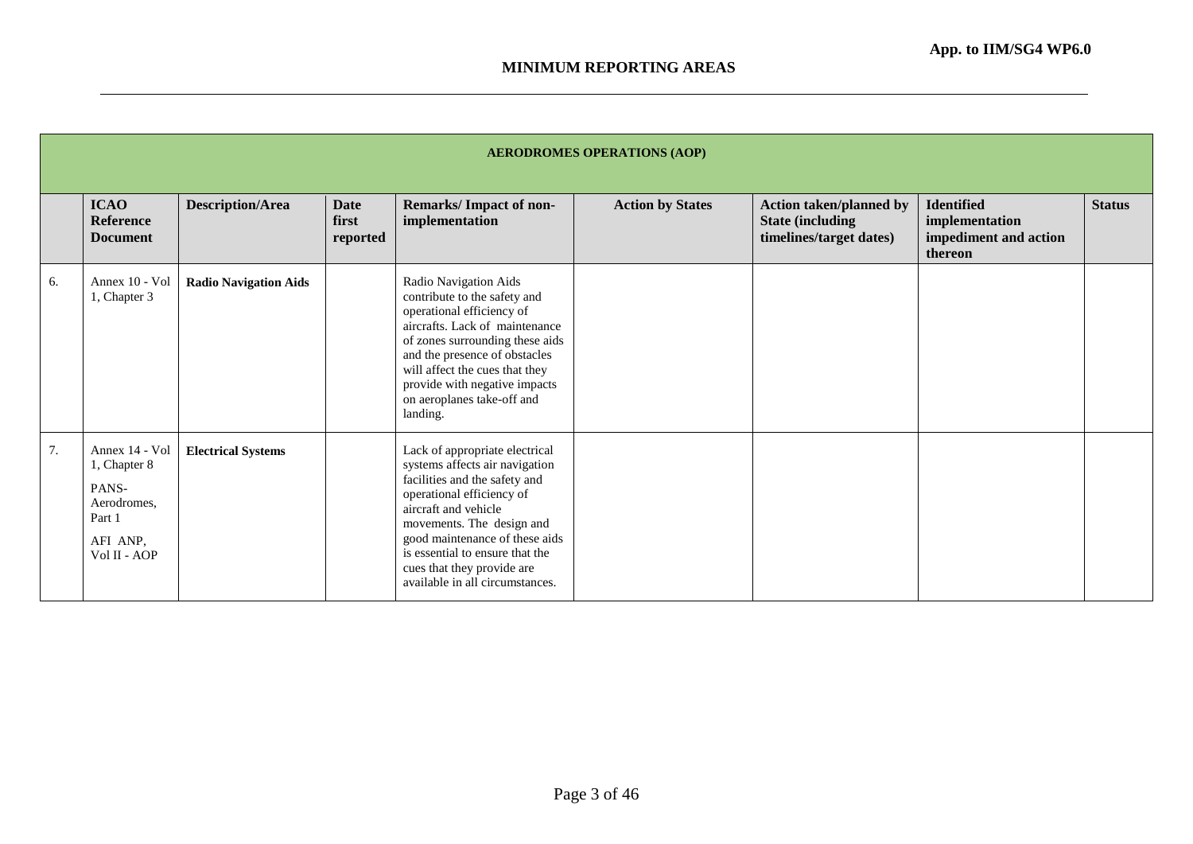App. to IIM/SG4 WP6.0

## MINIMUM REPORTING AREAS

| AERODROMES OPERATIONS (AOP) | | | | | | | | |
|---|---|---|---|---|---|---|---|---|
| | **ICAO Reference Document** | **Description/Area** | **Date first reported** | **Remarks/ Impact of non-implementation** | **Action by States** | **Action taken/planned by State (including timelines/target dates)** | **Identified implementation impediment and action thereon** | **Status** |
| 6. | Annex 10 - Vol 1, Chapter 3 | **Radio Navigation Aids** | | Radio Navigation Aids contribute to the safety and operational efficiency of aircrafts. Lack of maintenance of zones surrounding these aids and the presence of obstacles will affect the cues that they provide with negative impacts on aeroplanes take-off and landing. | | | | |
| 7. | Annex 14 - Vol 1, Chapter 8<br><br>PANS-Aerodromes, Part 1<br><br>AFI ANP, Vol II - AOP | **Electrical Systems** | | Lack of appropriate electrical systems affects air navigation facilities and the safety and operational efficiency of aircraft and vehicle movements. The design and good maintenance of these aids is essential to ensure that the cues that they provide are available in all circumstances. | | | | |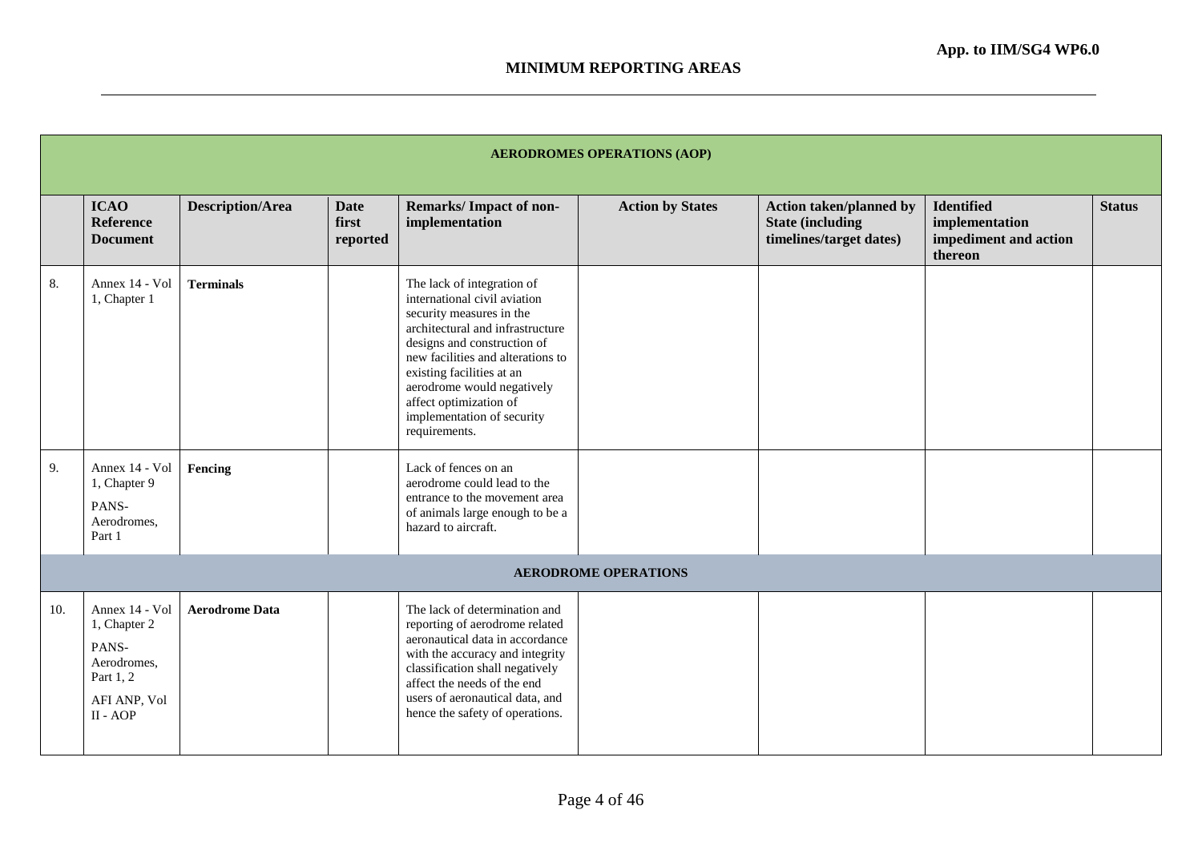**App. to IIM/SG4 WP6.0**

## MINIMUM REPORTING AREAS

| AERODROMES OPERATIONS (AOP) | | | | | | | | |
|---|---|---|---|---|---|---|---|---|
| | **ICAO Reference Document** | **Description/Area** | **Date first reported** | **Remarks/ Impact of non-implementation** | **Action by States** | **Action taken/planned by State (including timelines/target dates)** | **Identified implementation impediment and action thereon** | **Status** |
| 8. | Annex 14 - Vol 1, Chapter 1 | **Terminals** | | The lack of integration of international civil aviation security measures in the architectural and infrastructure designs and construction of new facilities and alterations to existing facilities at an aerodrome would negatively affect optimization of implementation of security requirements. | | | | |
| 9. | Annex 14 - Vol 1, Chapter 9<br><br>PANS-Aerodromes, Part 1 | **Fencing** | | Lack of fences on an aerodrome could lead to the entrance to the movement area of animals large enough to be a hazard to aircraft. | | | | |
| **AERODROME OPERATIONS** | | | | | | | | |
| 10. | Annex 14 - Vol 1, Chapter 2<br><br>PANS-Aerodromes, Part 1, 2<br><br>AFI ANP, Vol II - AOP | **Aerodrome Data** | | The lack of determination and reporting of aerodrome related aeronautical data in accordance with the accuracy and integrity classification shall negatively affect the needs of the end users of aeronautical data, and hence the safety of operations. | | | | |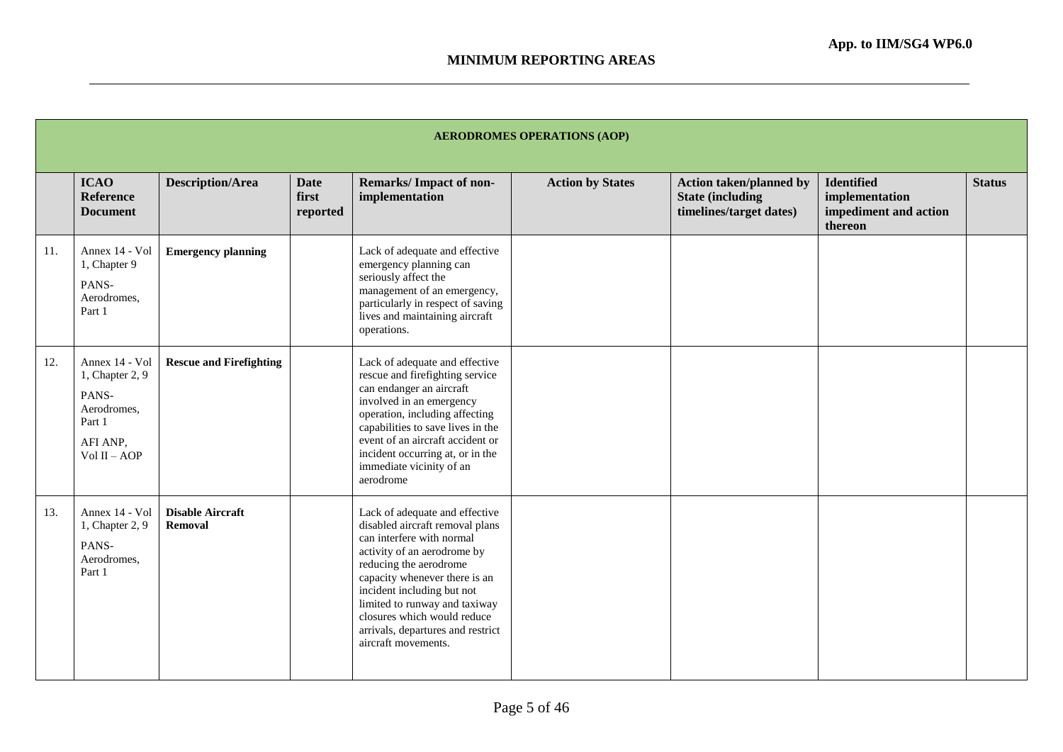**App. to IIM/SG4 WP6.0**

## MINIMUM REPORTING AREAS

| AERODROMES OPERATIONS (AOP) | | | | | | | | |
|---|---|---|---|---|---|---|---|---|
| | **ICAO Reference Document** | **Description/Area** | **Date first reported** | **Remarks/ Impact of non-implementation** | **Action by States** | **Action taken/planned by State (including timelines/target dates)** | **Identified implementation impediment and action thereon** | **Status** |
| 11. | Annex 14 - Vol 1, Chapter 9<br>PANS-Aerodromes, Part 1 | **Emergency planning** | | Lack of adequate and effective emergency planning can seriously affect the management of an emergency, particularly in respect of saving lives and maintaining aircraft operations. | | | | |
| 12. | Annex 14 - Vol 1, Chapter 2, 9<br>PANS-Aerodromes, Part 1<br>AFI ANP, Vol II – AOP | **Rescue and Firefighting** | | Lack of adequate and effective rescue and firefighting service can endanger an aircraft involved in an emergency operation, including affecting capabilities to save lives in the event of an aircraft accident or incident occurring at, or in the immediate vicinity of an aerodrome | | | | |
| 13. | Annex 14 - Vol 1, Chapter 2, 9<br>PANS-Aerodromes, Part 1 | **Disable Aircraft Removal** | | Lack of adequate and effective disabled aircraft removal plans can interfere with normal activity of an aerodrome by reducing the aerodrome capacity whenever there is an incident including but not limited to runway and taxiway closures which would reduce arrivals, departures and restrict aircraft movements. | | | | |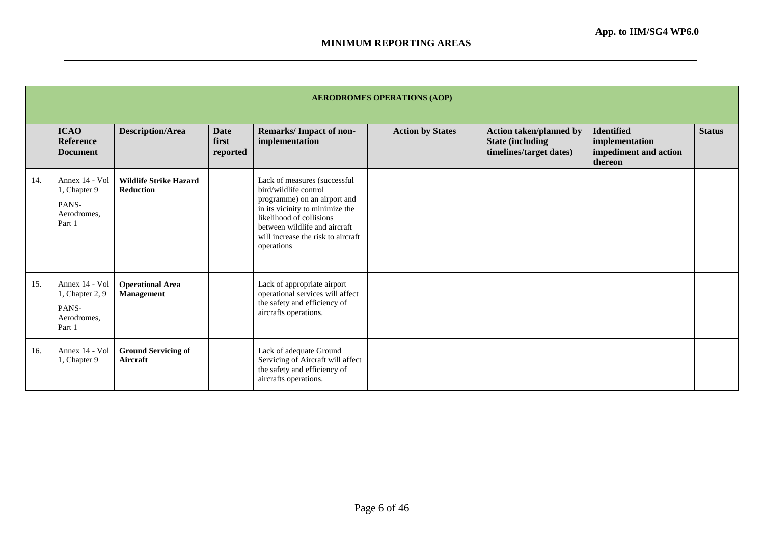App. to IIM/SG4 WP6.0

## MINIMUM REPORTING AREAS

| AERODROMES OPERATIONS (AOP) | | | | | | | | |
|---|---|---|---|---|---|---|---|---|
| | **ICAO Reference Document** | **Description/Area** | **Date first reported** | **Remarks/ Impact of non-implementation** | **Action by States** | **Action taken/planned by State (including timelines/target dates)** | **Identified implementation impediment and action thereon** | **Status** |
| 14. | Annex 14 - Vol 1, Chapter 9<br><br>PANS-Aerodromes, Part 1 | **Wildlife Strike Hazard Reduction** | | Lack of measures (successful bird/wildlife control programme) on an airport and in its vicinity to minimize the likelihood of collisions between wildlife and aircraft will increase the risk to aircraft operations | | | | |
| 15. | Annex 14 - Vol 1, Chapter 2, 9<br><br>PANS-Aerodromes, Part 1 | **Operational Area Management** | | Lack of appropriate airport operational services will affect the safety and efficiency of aircrafts operations. | | | | |
| 16. | Annex 14 - Vol 1, Chapter 9 | **Ground Servicing of Aircraft** | | Lack of adequate Ground Servicing of Aircraft will affect the safety and efficiency of aircrafts operations. | | | | |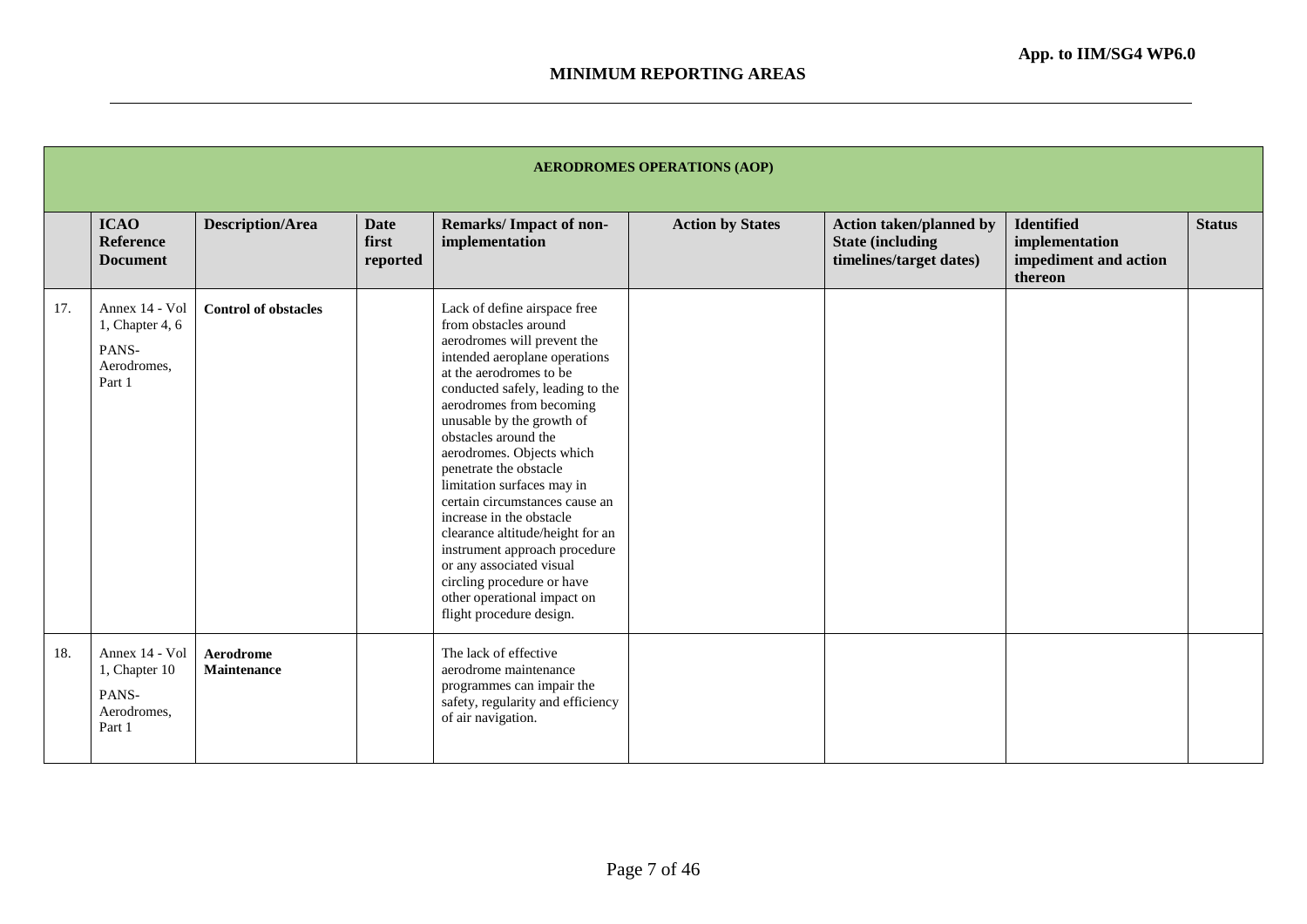## MINIMUM REPORTING AREAS

| | ICAO Reference Document | Description/Area | Date first reported | Remarks/ Impact of non-implementation | Action by States | Action taken/planned by State (including timelines/target dates) | Identified implementation impediment and action thereon | Status |
|---|---|---|---|---|---|---|---|---|
| **AERODROMES OPERATIONS (AOP)** | | | | | | | | |
| 17. | Annex 14 - Vol 1, Chapter 4, 6<br>PANS-Aerodromes, Part 1 | **Control of obstacles** | | Lack of define airspace free from obstacles around aerodromes will prevent the intended aeroplane operations at the aerodromes to be conducted safely, leading to the aerodromes from becoming unusable by the growth of obstacles around the aerodromes. Objects which penetrate the obstacle limitation surfaces may in certain circumstances cause an increase in the obstacle clearance altitude/height for an instrument approach procedure or any associated visual circling procedure or have other operational impact on flight procedure design. | | | | |
| 18. | Annex 14 - Vol 1, Chapter 10<br>PANS-Aerodromes, Part 1 | **Aerodrome Maintenance** | | The lack of effective aerodrome maintenance programmes can impair the safety, regularity and efficiency of air navigation. | | | | |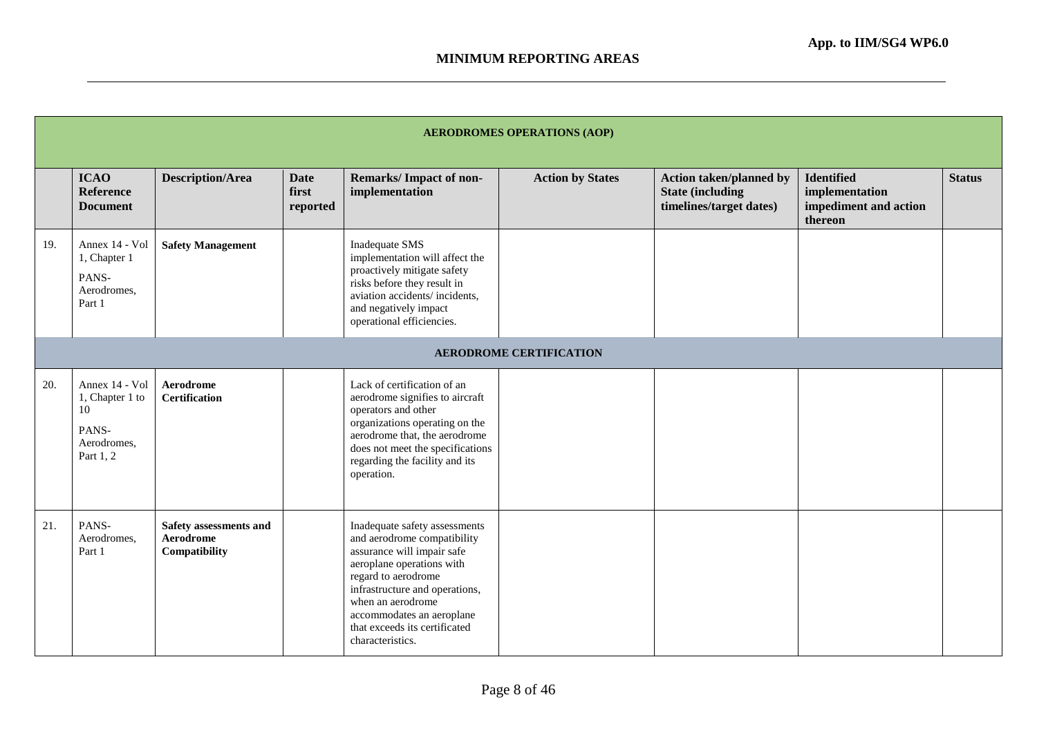## MINIMUM REPORTING AREAS

| | ICAO Reference Document | Description/Area | Date first reported | Remarks/ Impact of non-implementation | Action by States | Action taken/planned by State (including timelines/target dates) | Identified implementation impediment and action thereon | Status |
|---|---|---|---|---|---|---|---|---|
| **AERODROMES OPERATIONS (AOP)** | | | | | | | | |
| 19. | Annex 14 - Vol 1, Chapter 1<br><br>PANS-Aerodromes, Part 1 | **Safety Management** | | Inadequate SMS implementation will affect the proactively mitigate safety risks before they result in aviation accidents/ incidents, and negatively impact operational efficiencies. | | | | |
| **AERODROME CERTIFICATION** | | | | | | | | |
| 20. | Annex 14 - Vol 1, Chapter 1 to 10<br><br>PANS-Aerodromes, Part 1, 2 | **Aerodrome Certification** | | Lack of certification of an aerodrome signifies to aircraft operators and other organizations operating on the aerodrome that, the aerodrome does not meet the specifications regarding the facility and its operation. | | | | |
| 21. | PANS-Aerodromes, Part 1 | **Safety assessments and Aerodrome Compatibility** | | Inadequate safety assessments and aerodrome compatibility assurance will impair safe aeroplane operations with regard to aerodrome infrastructure and operations, when an aerodrome accommodates an aeroplane that exceeds its certificated characteristics. | | | | |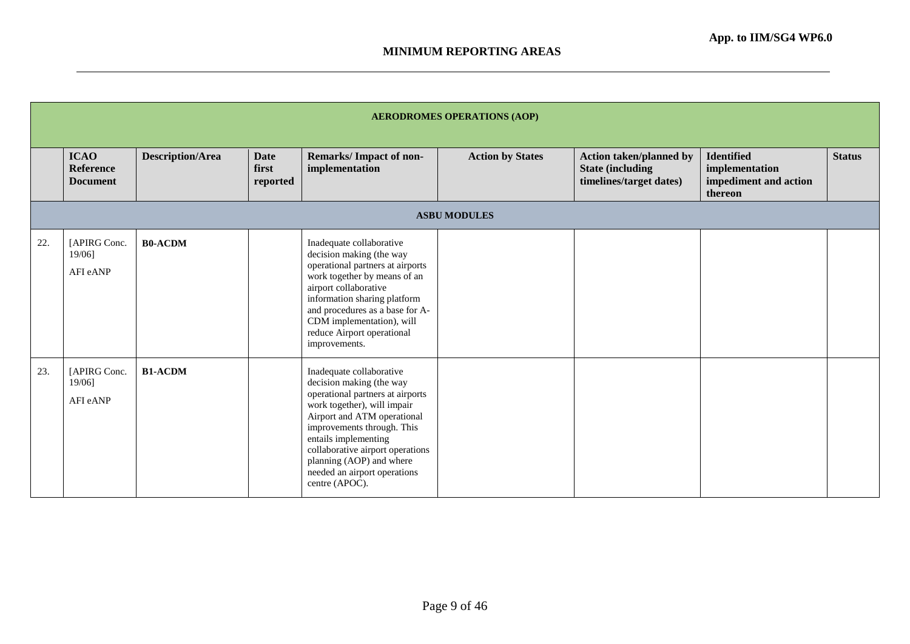**App. to IIM/SG4 WP6.0**

## MINIMUM REPORTING AREAS

| AERODROMES OPERATIONS (AOP) | | | | | | | | |
|---|---|---|---|---|---|---|---|---|
| | **ICAO Reference Document** | **Description/Area** | **Date first reported** | **Remarks/ Impact of non-implementation** | **Action by States** | **Action taken/planned by State (including timelines/target dates)** | **Identified implementation impediment and action thereon** | **Status** |
| **ASBU MODULES** | | | | | | | | |
| 22. | [APIRG Conc. 19/06] AFI eANP | **B0-ACDM** | | Inadequate collaborative decision making (the way operational partners at airports work together by means of an airport collaborative information sharing platform and procedures as a base for A-CDM implementation), will reduce Airport operational improvements. | | | | |
| 23. | [APIRG Conc. 19/06] AFI eANP | **B1-ACDM** | | Inadequate collaborative decision making (the way operational partners at airports work together), will impair Airport and ATM operational improvements through. This entails implementing collaborative airport operations planning (AOP) and where needed an airport operations centre (APOC). | | | | |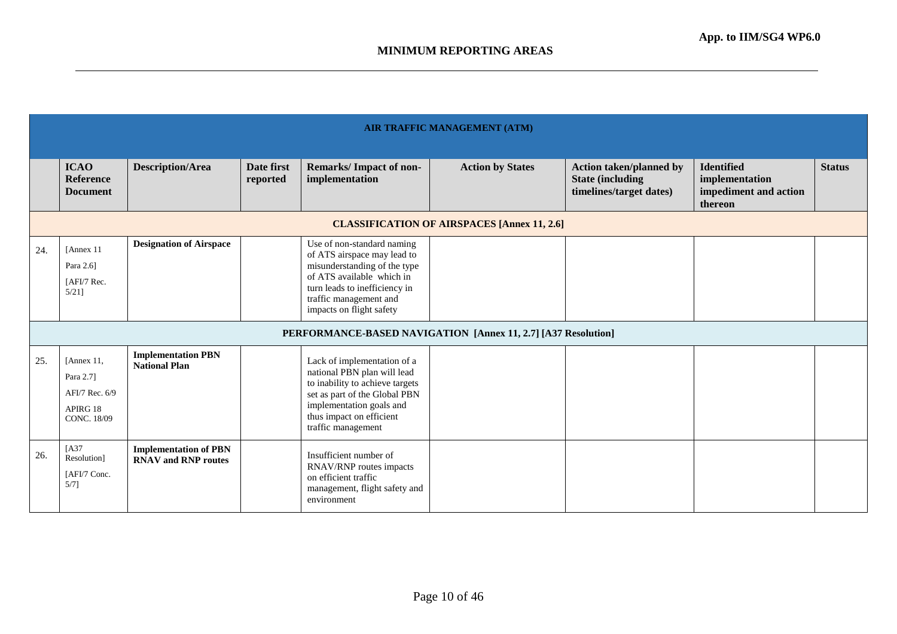App. to IIM/SG4 WP6.0

## MINIMUM REPORTING AREAS

| | AIR TRAFFIC MANAGEMENT (ATM) | | | | | | | |
|---|---|---|---|---|---|---|---|---|
| | **ICAO Reference Document** | **Description/Area** | **Date first reported** | **Remarks/ Impact of non-implementation** | **Action by States** | **Action taken/planned by State (including timelines/target dates)** | **Identified implementation impediment and action thereon** | **Status** |
| | **CLASSIFICATION OF AIRSPACES [Annex 11, 2.6]** | | | | | | | |
| 24. | [Annex 11 Para 2.6] [AFI/7 Rec. 5/21] | **Designation of Airspace** | | Use of non-standard naming of ATS airspace may lead to misunderstanding of the type of ATS available which in turn leads to inefficiency in traffic management and impacts on flight safety | | | | |
| | **PERFORMANCE-BASED NAVIGATION [Annex 11, 2.7] [A37 Resolution]** | | | | | | | |
| 25. | [Annex 11, Para 2.7] AFI/7 Rec. 6/9 APIRG 18 CONC. 18/09 | **Implementation PBN National Plan** | | Lack of implementation of a national PBN plan will lead to inability to achieve targets set as part of the Global PBN implementation goals and thus impact on efficient traffic management | | | | |
| 26. | [A37 Resolution] [AFI/7 Conc. 5/7] | **Implementation of PBN RNAV and RNP routes** | | Insufficient number of RNAV/RNP routes impacts on efficient traffic management, flight safety and environment | | | | |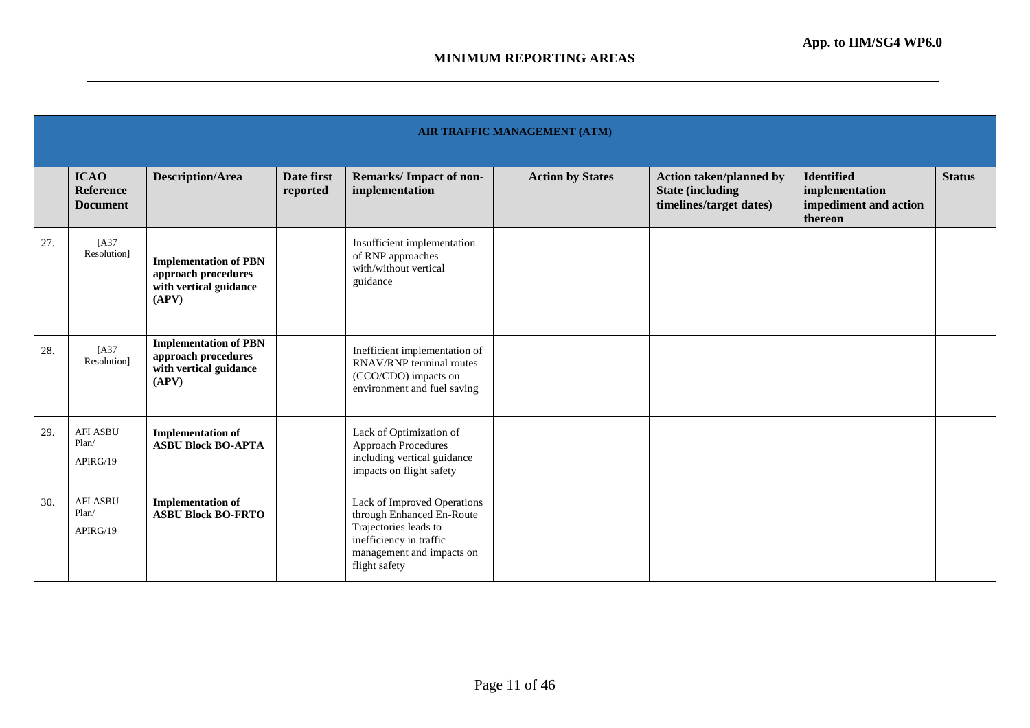**App. to IIM/SG4 WP6.0**

## MINIMUM REPORTING AREAS

| AIR TRAFFIC MANAGEMENT (ATM) | | | | | | | | |
|---|---|---|---|---|---|---|---|---|
| | **ICAO Reference Document** | **Description/Area** | **Date first reported** | **Remarks/ Impact of non-implementation** | **Action by States** | **Action taken/planned by State (including timelines/target dates)** | **Identified implementation impediment and action thereon** | **Status** |
| 27. | [A37 Resolution] | **Implementation of PBN approach procedures with vertical guidance (APV)** | | Insufficient implementation of RNP approaches with/without vertical guidance | | | | |
| 28. | [A37 Resolution] | **Implementation of PBN approach procedures with vertical guidance (APV)** | | Inefficient implementation of RNAV/RNP terminal routes (CCO/CDO) impacts on environment and fuel saving | | | | |
| 29. | AFI ASBU Plan/ APIRG/19 | **Implementation of ASBU Block BO-APTA** | | Lack of Optimization of Approach Procedures including vertical guidance impacts on flight safety | | | | |
| 30. | AFI ASBU Plan/ APIRG/19 | **Implementation of ASBU Block BO-FRTO** | | Lack of Improved Operations through Enhanced En-Route Trajectories leads to inefficiency in traffic management and impacts on flight safety | | | | |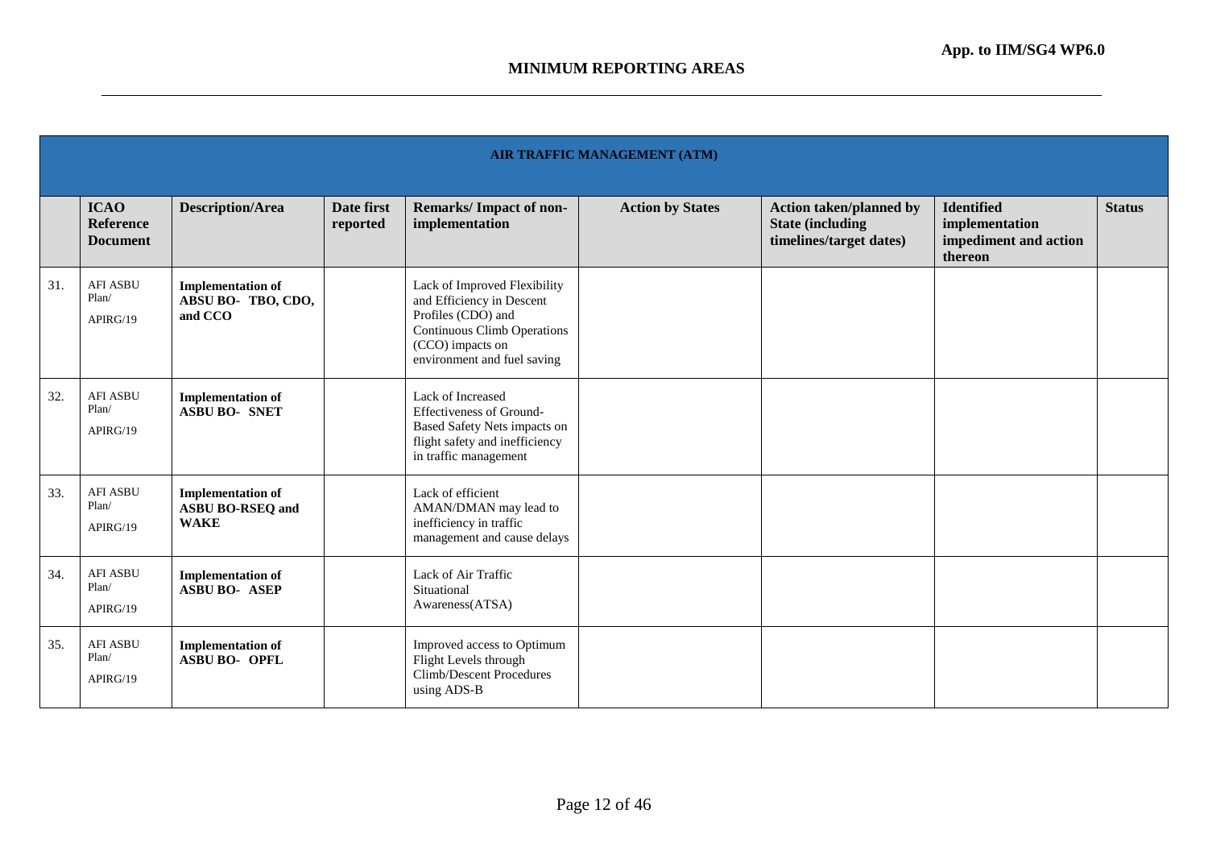App. to IIM/SG4 WP6.0

## MINIMUM REPORTING AREAS

| AIR TRAFFIC MANAGEMENT (ATM) | | | | | | | | |
|---|---|---|---|---|---|---|---|---|
| | **ICAO Reference Document** | **Description/Area** | **Date first reported** | **Remarks/ Impact of non-implementation** | **Action by States** | **Action taken/planned by State (including timelines/target dates)** | **Identified implementation impediment and action thereon** | **Status** |
| 31. | AFI ASBU Plan/ APIRG/19 | **Implementation of ABSU BO- TBO, CDO, and CCO** | | Lack of Improved Flexibility and Efficiency in Descent Profiles (CDO) and Continuous Climb Operations (CCO) impacts on environment and fuel saving | | | | |
| 32. | AFI ASBU Plan/ APIRG/19 | **Implementation of ASBU BO- SNET** | | Lack of Increased Effectiveness of Ground-Based Safety Nets impacts on flight safety and inefficiency in traffic management | | | | |
| 33. | AFI ASBU Plan/ APIRG/19 | **Implementation of ASBU BO-RSEQ and WAKE** | | Lack of efficient AMAN/DMAN may lead to inefficiency in traffic management and cause delays | | | | |
| 34. | AFI ASBU Plan/ APIRG/19 | **Implementation of ASBU BO- ASEP** | | Lack of Air Traffic Situational Awareness(ATSA) | | | | |
| 35. | AFI ASBU Plan/ APIRG/19 | **Implementation of ASBU BO- OPFL** | | Improved access to Optimum Flight Levels through Climb/Descent Procedures using ADS-B | | | | |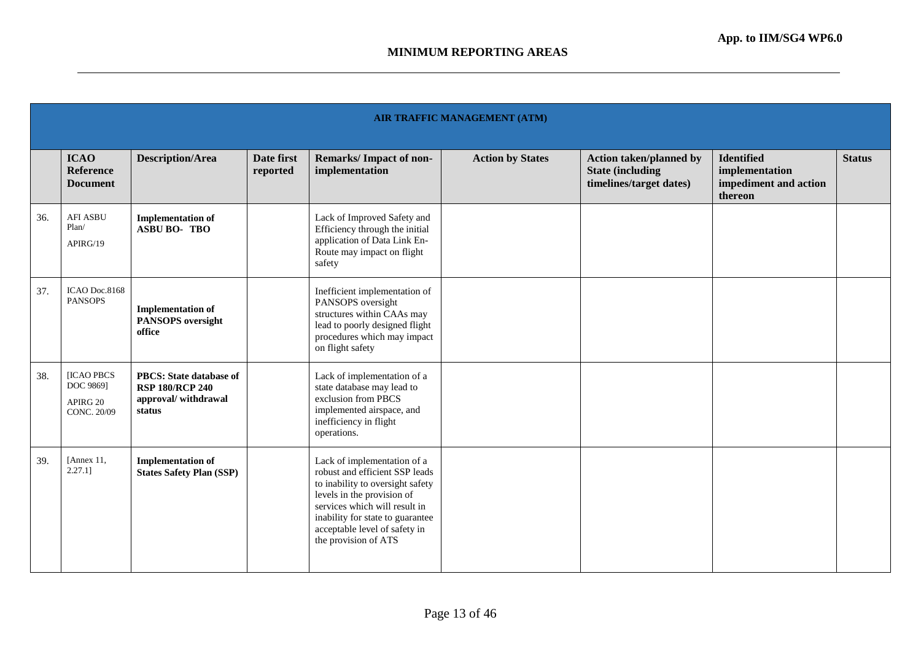**App. to IIM/SG4 WP6.0**

## MINIMUM REPORTING AREAS

| AIR TRAFFIC MANAGEMENT (ATM) | | | | | | | | |
|---|---|---|---|---|---|---|---|---|
| | **ICAO Reference Document** | **Description/Area** | **Date first reported** | **Remarks/ Impact of non-implementation** | **Action by States** | **Action taken/planned by State (including timelines/target dates)** | **Identified implementation impediment and action thereon** | **Status** |
| 36. | AFI ASBU Plan/ APIRG/19 | **Implementation of ASBU BO- TBO** | | Lack of Improved Safety and Efficiency through the initial application of Data Link En-Route may impact on flight safety | | | | |
| 37. | ICAO Doc.8168 PANSOPS | **Implementation of PANSOPS oversight office** | | Inefficient implementation of PANSOPS oversight structures within CAAs may lead to poorly designed flight procedures which may impact on flight safety | | | | |
| 38. | [ICAO PBCS DOC 9869] APIRG 20 CONC. 20/09 | **PBCS: State database of RSP 180/RCP 240 approval/ withdrawal status** | | Lack of implementation of a state database may lead to exclusion from PBCS implemented airspace, and inefficiency in flight operations. | | | | |
| 39. | [Annex 11, 2.27.1] | **Implementation of States Safety Plan (SSP)** | | Lack of implementation of a robust and efficient SSP leads to inability to oversight safety levels in the provision of services which will result in inability for state to guarantee acceptable level of safety in the provision of ATS | | | | |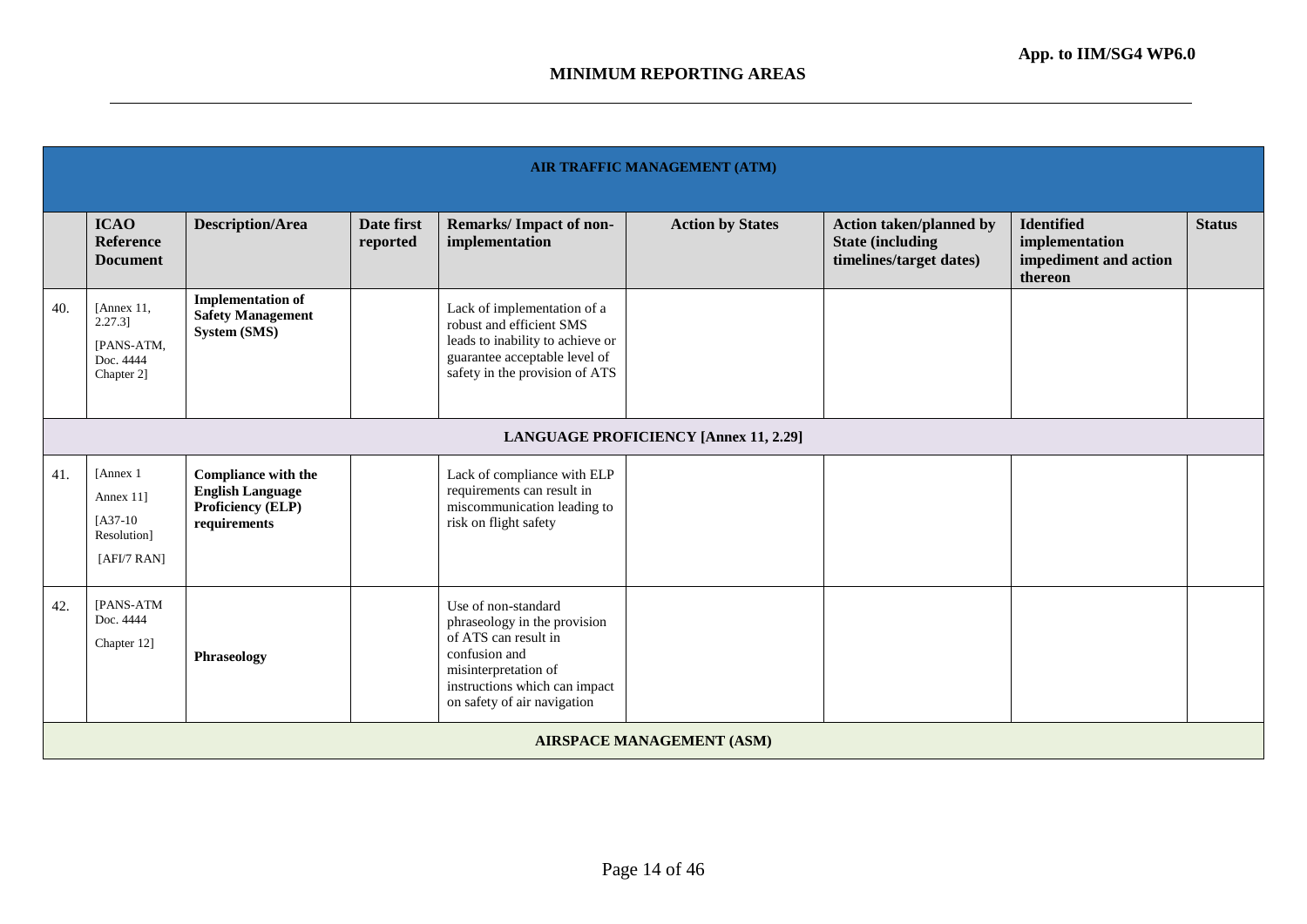App. to IIM/SG4 WP6.0

## MINIMUM REPORTING AREAS

| AIR TRAFFIC MANAGEMENT (ATM) | | | | | | | | |
|---|---|---|---|---|---|---|---|---|
| | **ICAO Reference Document** | **Description/Area** | **Date first reported** | **Remarks/ Impact of non-implementation** | **Action by States** | **Action taken/planned by State (including timelines/target dates)** | **Identified implementation impediment and action thereon** | **Status** |
| 40. | [Annex 11, 2.27.3] [PANS-ATM, Doc. 4444 Chapter 2] | **Implementation of Safety Management System (SMS)** | | Lack of implementation of a robust and efficient SMS leads to inability to achieve or guarantee acceptable level of safety in the provision of ATS | | | | |
| **LANGUAGE PROFICIENCY [Annex 11, 2.29]** | | | | | | | | |
| 41. | [Annex 1 Annex 11] [A37-10 Resolution] [AFI/7 RAN] | **Compliance with the English Language Proficiency (ELP) requirements** | | Lack of compliance with ELP requirements can result in miscommunication leading to risk on flight safety | | | | |
| 42. | [PANS-ATM Doc. 4444 Chapter 12] | **Phraseology** | | Use of non-standard phraseology in the provision of ATS can result in confusion and misinterpretation of instructions which can impact on safety of air navigation | | | | |
| **AIRSPACE MANAGEMENT (ASM)** | | | | | | | | |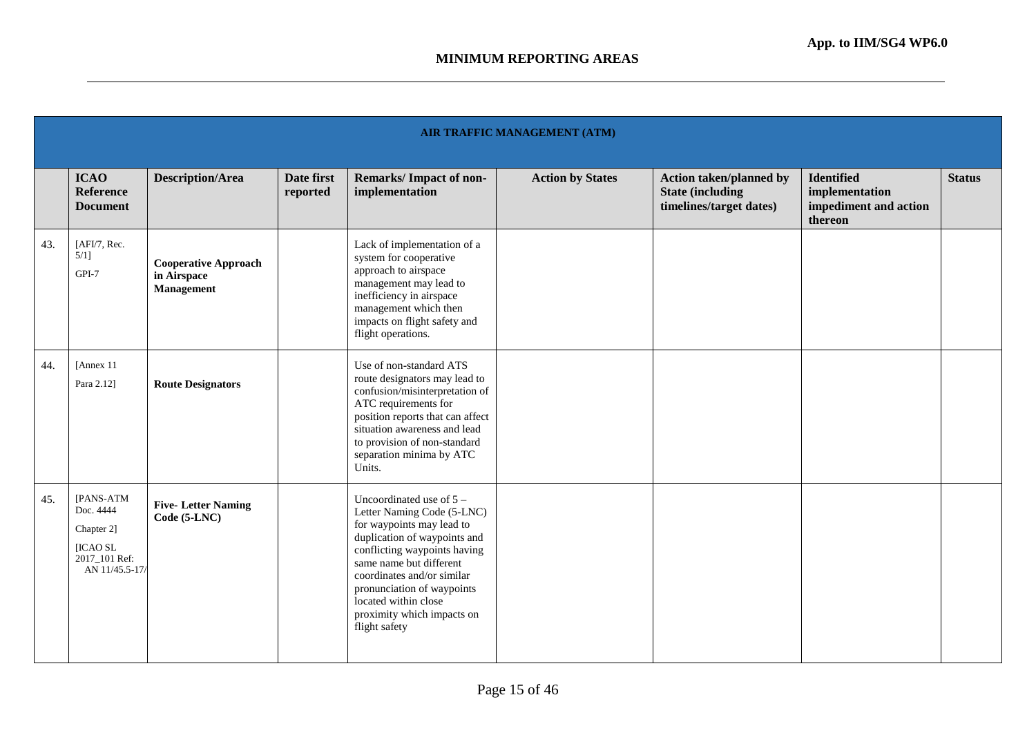## MINIMUM REPORTING AREAS

| | AIR TRAFFIC MANAGEMENT (ATM) | | | | | | | |
|---|---|---|---|---|---|---|---|---|
| | **ICAO Reference Document** | **Description/Area** | **Date first reported** | **Remarks/ Impact of non-implementation** | **Action by States** | **Action taken/planned by State (including timelines/target dates)** | **Identified implementation impediment and action thereon** | **Status** |
| 43. | [AFI/7, Rec. 5/1] GPI-7 | **Cooperative Approach in Airspace Management** | | Lack of implementation of a system for cooperative approach to airspace management may lead to inefficiency in airspace management which then impacts on flight safety and flight operations. | | | | |
| 44. | [Annex 11 Para 2.12] | **Route Designators** | | Use of non-standard ATS route designators may lead to confusion/misinterpretation of ATC requirements for position reports that can affect situation awareness and lead to provision of non-standard separation minima by ATC Units. | | | | |
| 45. | [PANS-ATM Doc. 4444 Chapter 2] [ICAO SL 2017_101 Ref: AN 11/45.5-17/ | **Five- Letter Naming Code (5-LNC)** | | Uncoordinated use of 5 – Letter Naming Code (5-LNC) for waypoints may lead to duplication of waypoints and conflicting waypoints having same name but different coordinates and/or similar pronunciation of waypoints located within close proximity which impacts on flight safety | | | | |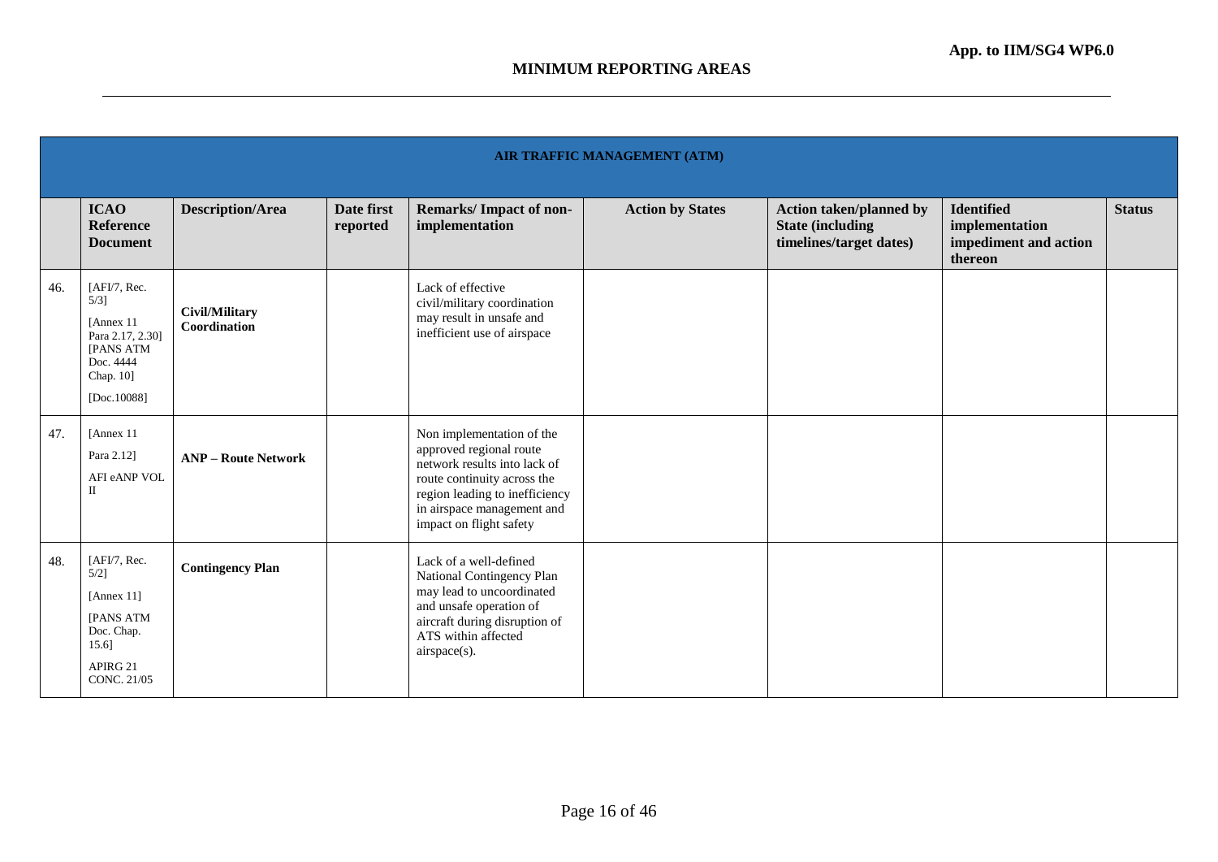## MINIMUM REPORTING AREAS

| AIR TRAFFIC MANAGEMENT (ATM) | | | | | | | | |
|---|---|---|---|---|---|---|---|---|
| | **ICAO Reference Document** | **Description/Area** | **Date first reported** | **Remarks/ Impact of non-implementation** | **Action by States** | **Action taken/planned by State (including timelines/target dates)** | **Identified implementation impediment and action thereon** | **Status** |
| 46. | [AFI/7, Rec. 5/3] [Annex 11 Para 2.17, 2.30] [PANS ATM Doc. 4444 Chap. 10] [Doc.10088] | **Civil/Military Coordination** | | Lack of effective civil/military coordination may result in unsafe and inefficient use of airspace | | | | |
| 47. | [Annex 11 Para 2.12] AFI eANP VOL II | **ANP – Route Network** | | Non implementation of the approved regional route network results into lack of route continuity across the region leading to inefficiency in airspace management and impact on flight safety | | | | |
| 48. | [AFI/7, Rec. 5/2] [Annex 11] [PANS ATM Doc. Chap. 15.6] APIRG 21 CONC. 21/05 | **Contingency Plan** | | Lack of a well-defined National Contingency Plan may lead to uncoordinated and unsafe operation of aircraft during disruption of ATS within affected airspace(s). | | | | |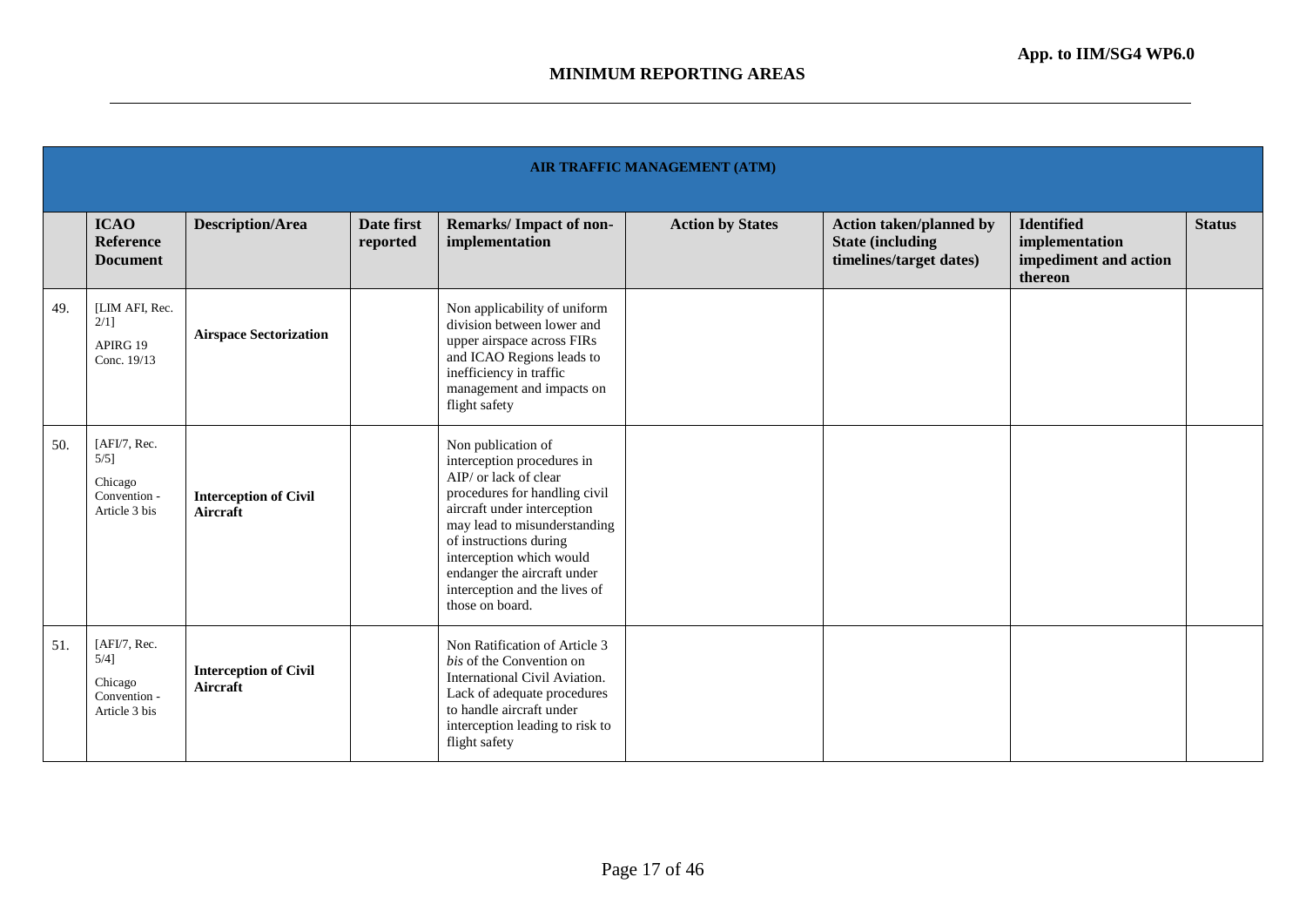**App. to IIM/SG4 WP6.0**

## MINIMUM REPORTING AREAS

| AIR TRAFFIC MANAGEMENT (ATM) | | | | | | | | |
|---|---|---|---|---|---|---|---|---|
| | **ICAO Reference Document** | **Description/Area** | **Date first reported** | **Remarks/ Impact of non-implementation** | **Action by States** | **Action taken/planned by State (including timelines/target dates)** | **Identified implementation impediment and action thereon** | **Status** |
| 49. | [LIM AFI, Rec. 2/1] APIRG 19 Conc. 19/13 | **Airspace Sectorization** | | Non applicability of uniform division between lower and upper airspace across FIRs and ICAO Regions leads to inefficiency in traffic management and impacts on flight safety | | | | |
| 50. | [AFI/7, Rec. 5/5] Chicago Convention - Article 3 bis | **Interception of Civil Aircraft** | | Non publication of interception procedures in AIP/ or lack of clear procedures for handling civil aircraft under interception may lead to misunderstanding of instructions during interception which would endanger the aircraft under interception and the lives of those on board. | | | | |
| 51. | [AFI/7, Rec. 5/4] Chicago Convention - Article 3 bis | **Interception of Civil Aircraft** | | Non Ratification of Article 3 *bis* of the Convention on International Civil Aviation. Lack of adequate procedures to handle aircraft under interception leading to risk to flight safety | | | | |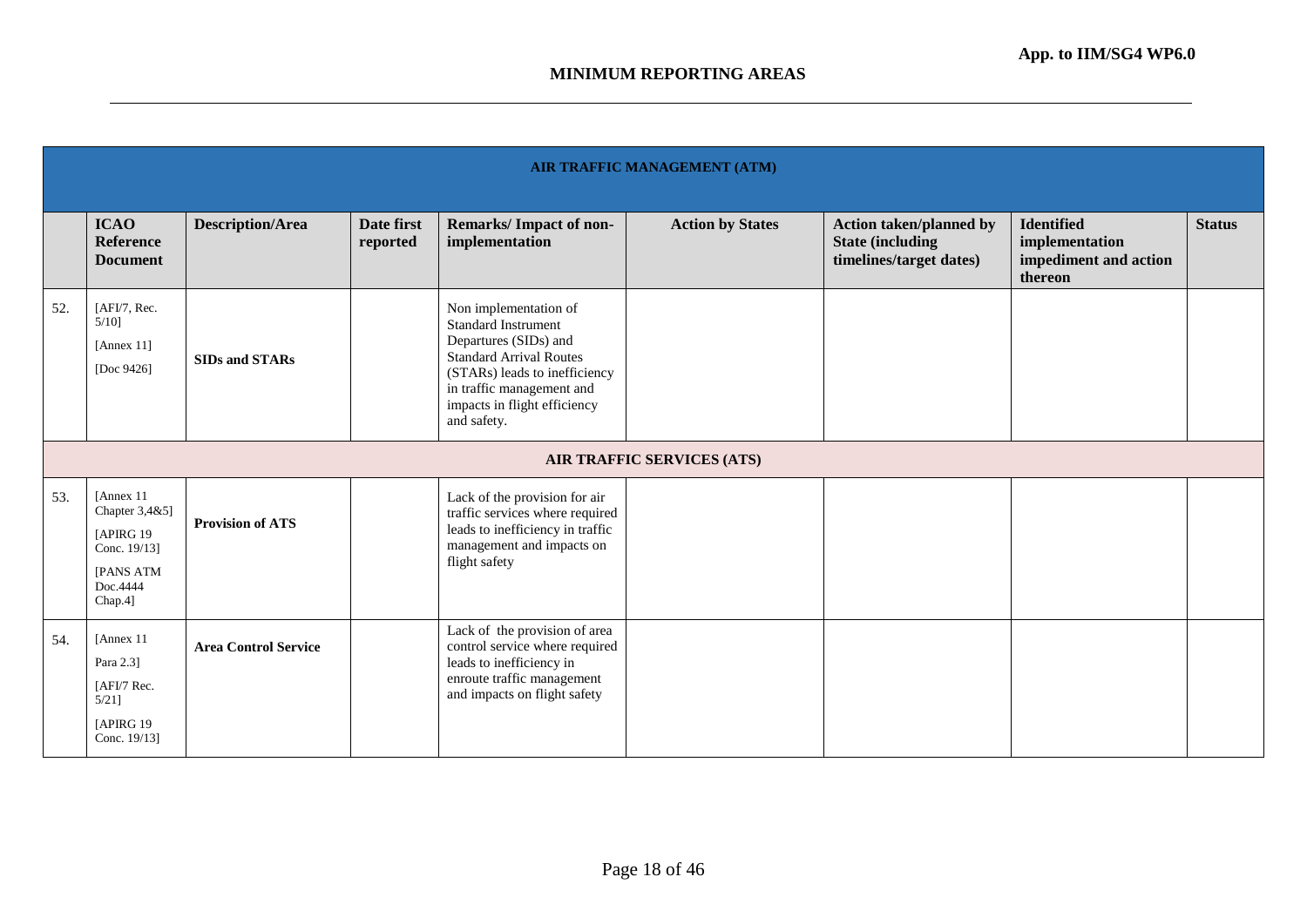**App. to IIM/SG4 WP6.0**

## MINIMUM REPORTING AREAS

| AIR TRAFFIC MANAGEMENT (ATM) | | | | | | | | |
|---|---|---|---|---|---|---|---|---|
| | **ICAO Reference Document** | **Description/Area** | **Date first reported** | **Remarks/ Impact of non-implementation** | **Action by States** | **Action taken/planned by State (including timelines/target dates)** | **Identified implementation impediment and action thereon** | **Status** |
| 52. | [AFI/7, Rec. 5/10] [Annex 11] [Doc 9426] | **SIDs and STARs** | | Non implementation of Standard Instrument Departures (SIDs) and Standard Arrival Routes (STARs) leads to inefficiency in traffic management and impacts in flight efficiency and safety. | | | | |
| **AIR TRAFFIC SERVICES (ATS)** | | | | | | | | |
| 53. | [Annex 11 Chapter 3,4&5] [APIRG 19 Conc. 19/13] [PANS ATM Doc.4444 Chap.4] | **Provision of ATS** | | Lack of the provision for air traffic services where required leads to inefficiency in traffic management and impacts on flight safety | | | | |
| 54. | [Annex 11 Para 2.3] [AFI/7 Rec. 5/21] [APIRG 19 Conc. 19/13] | **Area Control Service** | | Lack of the provision of area control service where required leads to inefficiency in enroute traffic management and impacts on flight safety | | | | |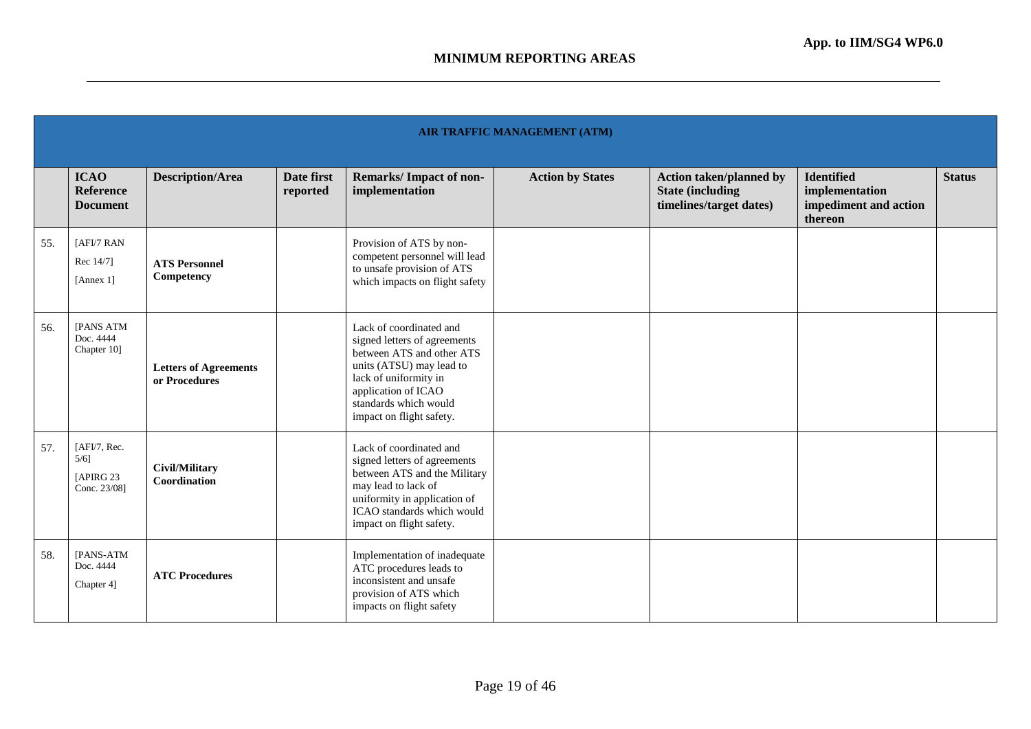## MINIMUM REPORTING AREAS

| AIR TRAFFIC MANAGEMENT (ATM) | | | | | | | | |
|---|---|---|---|---|---|---|---|---|
| | **ICAO Reference Document** | **Description/Area** | **Date first reported** | **Remarks/ Impact of non-implementation** | **Action by States** | **Action taken/planned by State (including timelines/target dates)** | **Identified implementation impediment and action thereon** | **Status** |
| 55. | [AFI/7 RAN Rec 14/7] [Annex 1] | **ATS Personnel Competency** | | Provision of ATS by non-competent personnel will lead to unsafe provision of ATS which impacts on flight safety | | | | |
| 56. | [PANS ATM Doc. 4444 Chapter 10] | **Letters of Agreements or Procedures** | | Lack of coordinated and signed letters of agreements between ATS and other ATS units (ATSU) may lead to lack of uniformity in application of ICAO standards which would impact on flight safety. | | | | |
| 57. | [AFI/7, Rec. 5/6] [APIRG 23 Conc. 23/08] | **Civil/Military Coordination** | | Lack of coordinated and signed letters of agreements between ATS and the Military may lead to lack of uniformity in application of ICAO standards which would impact on flight safety. | | | | |
| 58. | [PANS-ATM Doc. 4444 Chapter 4] | **ATC Procedures** | | Implementation of inadequate ATC procedures leads to inconsistent and unsafe provision of ATS which impacts on flight safety | | | | |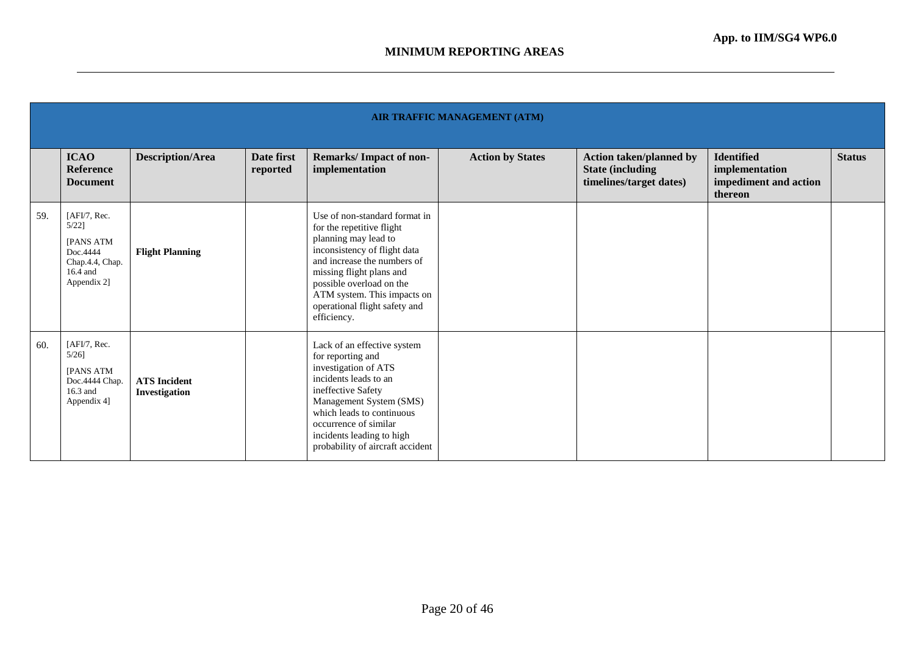**App. to IIM/SG4 WP6.0**

## MINIMUM REPORTING AREAS

| AIR TRAFFIC MANAGEMENT (ATM) | | | | | | | | |
|---|---|---|---|---|---|---|---|---|
| | **ICAO Reference Document** | **Description/Area** | **Date first reported** | **Remarks/ Impact of non-implementation** | **Action by States** | **Action taken/planned by State (including timelines/target dates)** | **Identified implementation impediment and action thereon** | **Status** |
| 59. | [AFI/7, Rec. 5/22] [PANS ATM Doc.4444 Chap.4.4, Chap. 16.4 and Appendix 2] | **Flight Planning** | | Use of non-standard format in for the repetitive flight planning may lead to inconsistency of flight data and increase the numbers of missing flight plans and possible overload on the ATM system. This impacts on operational flight safety and efficiency. | | | | |
| 60. | [AFI/7, Rec. 5/26] [PANS ATM Doc.4444 Chap. 16.3 and Appendix 4] | **ATS Incident Investigation** | | Lack of an effective system for reporting and investigation of ATS incidents leads to an ineffective Safety Management System (SMS) which leads to continuous occurrence of similar incidents leading to high probability of aircraft accident | | | | |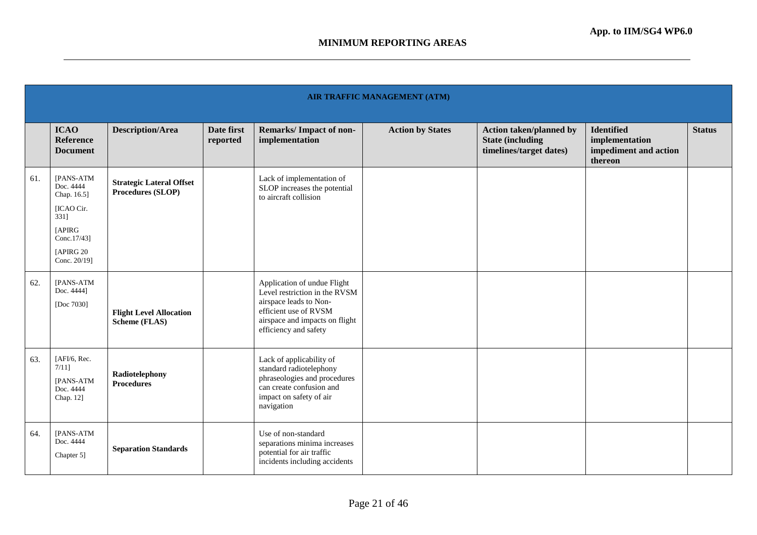**App. to IIM/SG4 WP6.0**

## MINIMUM REPORTING AREAS

| AIR TRAFFIC MANAGEMENT (ATM) | | | | | | | | |
|---|---|---|---|---|---|---|---|---|
| | **ICAO Reference Document** | **Description/Area** | **Date first reported** | **Remarks/ Impact of non-implementation** | **Action by States** | **Action taken/planned by State (including timelines/target dates)** | **Identified implementation impediment and action thereon** | **Status** |
| 61. | [PANS-ATM Doc. 4444 Chap. 16.5] [ICAO Cir. 331] [APIRG Conc.17/43] [APIRG 20 Conc. 20/19] | **Strategic Lateral Offset Procedures (SLOP)** | | Lack of implementation of SLOP increases the potential to aircraft collision | | | | |
| 62. | [PANS-ATM Doc. 4444] [Doc 7030] | **Flight Level Allocation Scheme (FLAS)** | | Application of undue Flight Level restriction in the RVSM airspace leads to Non-efficient use of RVSM airspace and impacts on flight efficiency and safety | | | | |
| 63. | [AFI/6, Rec. 7/11] [PANS-ATM Doc. 4444 Chap. 12] | **Radiotelephony Procedures** | | Lack of applicability of standard radiotelephony phraseologies and procedures can create confusion and impact on safety of air navigation | | | | |
| 64. | [PANS-ATM Doc. 4444 Chapter 5] | **Separation Standards** | | Use of non-standard separations minima increases potential for air traffic incidents including accidents | | | | |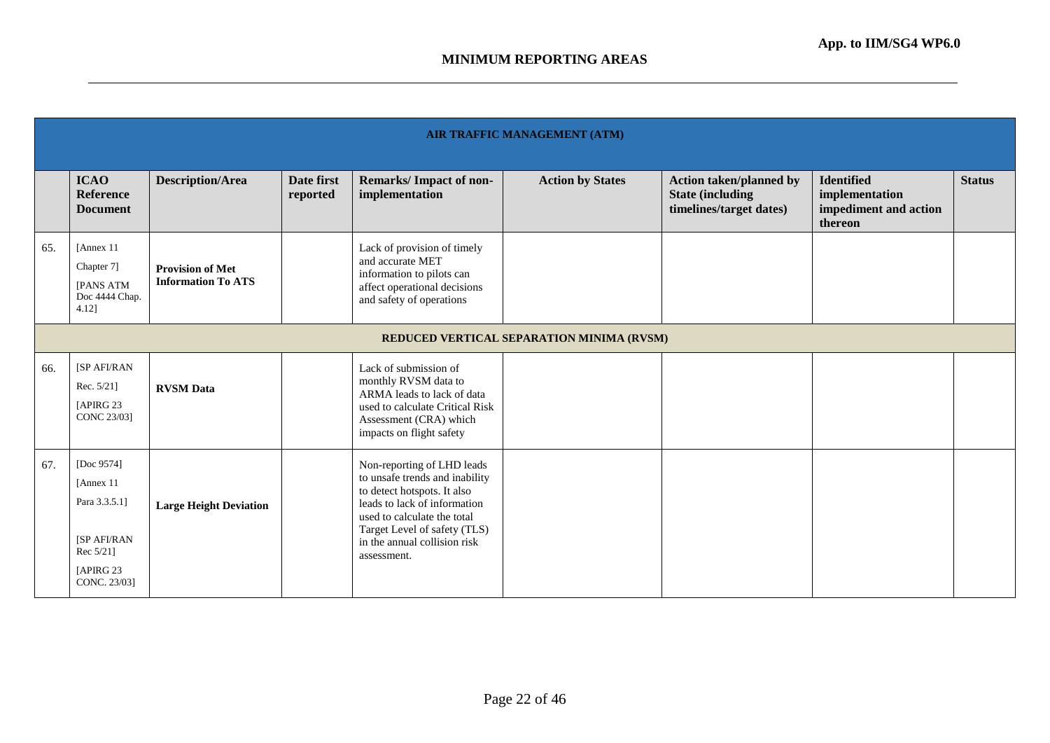App. to IIM/SG4 WP6.0

## MINIMUM REPORTING AREAS

| AIR TRAFFIC MANAGEMENT (ATM) | | | | | | | | |
|---|---|---|---|---|---|---|---|---|
| | **ICAO Reference Document** | **Description/Area** | **Date first reported** | **Remarks/ Impact of non-implementation** | **Action by States** | **Action taken/planned by State (including timelines/target dates)** | **Identified implementation impediment and action thereon** | **Status** |
| 65. | [Annex 11 Chapter 7] [PANS ATM Doc 4444 Chap. 4.12] | **Provision of Met Information To ATS** | | Lack of provision of timely and accurate MET information to pilots can affect operational decisions and safety of operations | | | | |
| **REDUCED VERTICAL SEPARATION MINIMA (RVSM)** | | | | | | | | |
| 66. | [SP AFI/RAN Rec. 5/21] [APIRG 23 CONC 23/03] | **RVSM Data** | | Lack of submission of monthly RVSM data to ARMA leads to lack of data used to calculate Critical Risk Assessment (CRA) which impacts on flight safety | | | | |
| 67. | [Doc 9574] [Annex 11 Para 3.3.5.1] [SP AFI/RAN Rec 5/21] [APIRG 23 CONC. 23/03] | **Large Height Deviation** | | Non-reporting of LHD leads to unsafe trends and inability to detect hotspots. It also leads to lack of information used to calculate the total Target Level of safety (TLS) in the annual collision risk assessment. | | | | |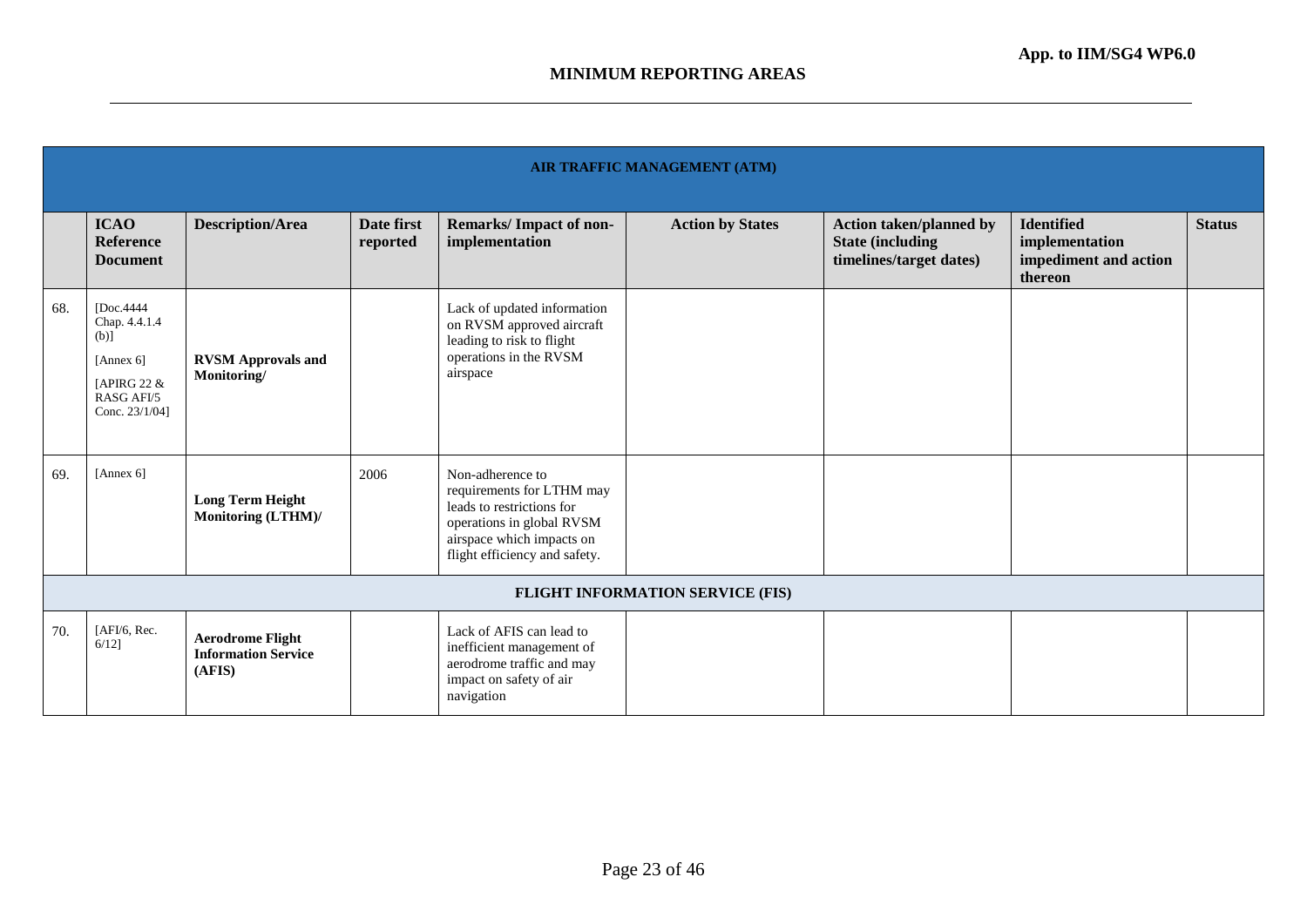**App. to IIM/SG4 WP6.0**

## MINIMUM REPORTING AREAS

| AIR TRAFFIC MANAGEMENT (ATM) | | | | | | | | |
|---|---|---|---|---|---|---|---|---|
| | **ICAO Reference Document** | **Description/Area** | **Date first reported** | **Remarks/ Impact of non-implementation** | **Action by States** | **Action taken/planned by State (including timelines/target dates)** | **Identified implementation impediment and action thereon** | **Status** |
| 68. | [Doc.4444 Chap. 4.4.1.4 (b)]<br>[Annex 6]<br>[APIRG 22 & RASG AFI/5 Conc. 23/1/04] | **RVSM Approvals and Monitoring/** | | Lack of updated information on RVSM approved aircraft leading to risk to flight operations in the RVSM airspace | | | | |
| 69. | [Annex 6] | **Long Term Height Monitoring (LTHM)/** | 2006 | Non-adherence to requirements for LTHM may leads to restrictions for operations in global RVSM airspace which impacts on flight efficiency and safety. | | | | |
| | | | | **FLIGHT INFORMATION SERVICE (FIS)** | | | | |
| 70. | [AFI/6, Rec. 6/12] | **Aerodrome Flight Information Service (AFIS)** | | Lack of AFIS can lead to inefficient management of aerodrome traffic and may impact on safety of air navigation | | | | |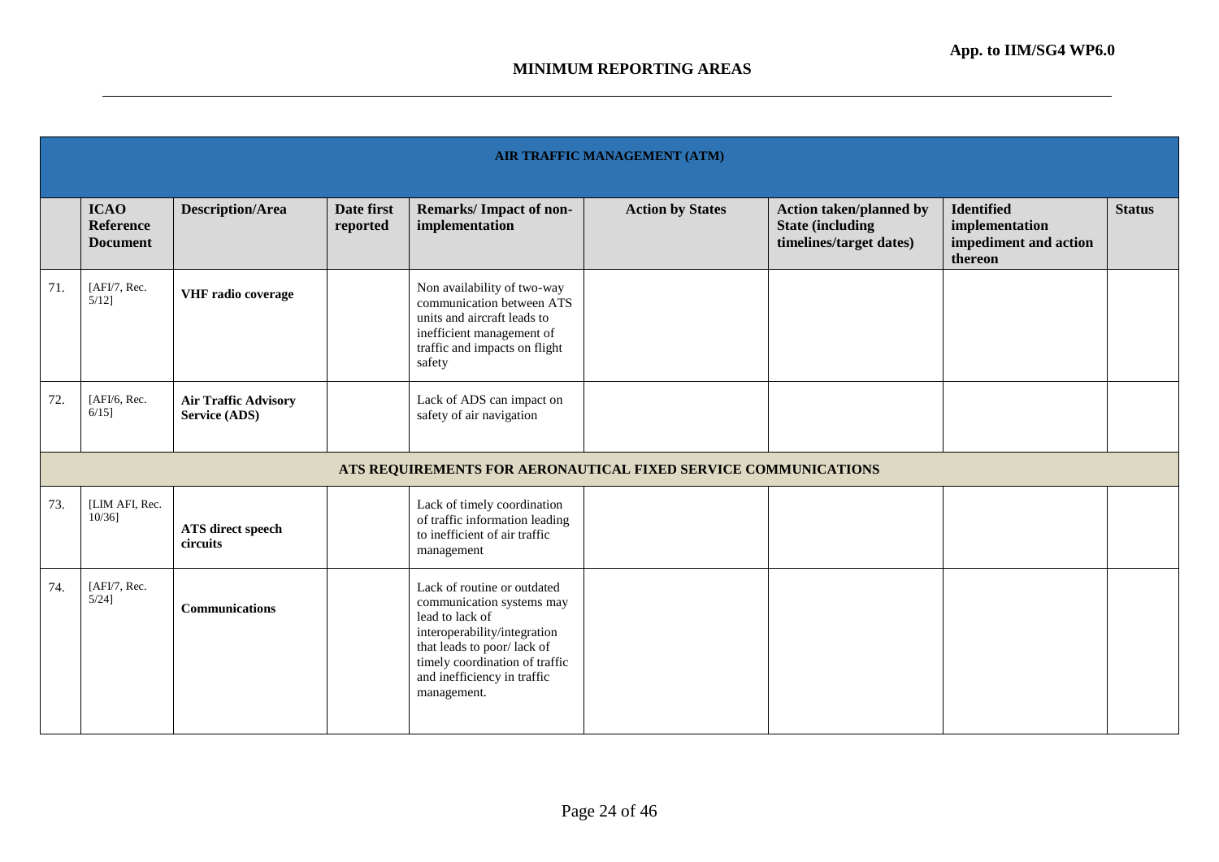App. to IIM/SG4 WP6.0

## MINIMUM REPORTING AREAS

| AIR TRAFFIC MANAGEMENT (ATM) | | | | | | | | |
|---|---|---|---|---|---|---|---|---|
| | **ICAO Reference Document** | **Description/Area** | **Date first reported** | **Remarks/ Impact of non-implementation** | **Action by States** | **Action taken/planned by State (including timelines/target dates)** | **Identified implementation impediment and action thereon** | **Status** |
| 71. | [AFI/7, Rec. 5/12] | **VHF radio coverage** | | Non availability of two-way communication between ATS units and aircraft leads to inefficient management of traffic and impacts on flight safety | | | | |
| 72. | [AFI/6, Rec. 6/15] | **Air Traffic Advisory Service (ADS)** | | Lack of ADS can impact on safety of air navigation | | | | |
| **ATS REQUIREMENTS FOR AERONAUTICAL FIXED SERVICE COMMUNICATIONS** | | | | | | | | |
| 73. | [LIM AFI, Rec. 10/36] | **ATS direct speech circuits** | | Lack of timely coordination of traffic information leading to inefficient of air traffic management | | | | |
| 74. | [AFI/7, Rec. 5/24] | **Communications** | | Lack of routine or outdated communication systems may lead to lack of interoperability/integration that leads to poor/ lack of timely coordination of traffic and inefficiency in traffic management. | | | | |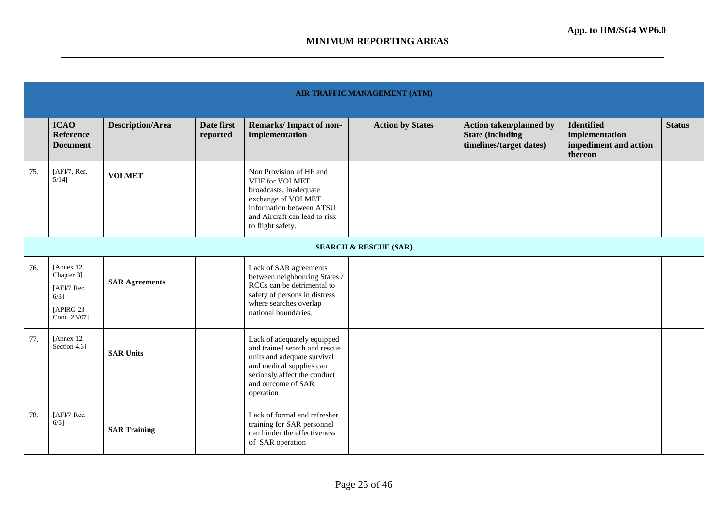App. to IIM/SG4 WP6.0

## MINIMUM REPORTING AREAS

| AIR TRAFFIC MANAGEMENT (ATM) | | | | | | | | |
|---|---|---|---|---|---|---|---|---|
| | **ICAO Reference Document** | **Description/Area** | **Date first reported** | **Remarks/ Impact of non-implementation** | **Action by States** | **Action taken/planned by State (including timelines/target dates)** | **Identified implementation impediment and action thereon** | **Status** |
| 75. | [AFI/7, Rec. 5/14] | **VOLMET** | | Non Provision of HF and VHF for VOLMET broadcasts. Inadequate exchange of VOLMET information between ATSU and Aircraft can lead to risk to flight safety. | | | | |
| **SEARCH & RESCUE (SAR)** | | | | | | | | |
| 76. | [Annex 12, Chapter 3] [AFI/7 Rec. 6/3] [APIRG 23 Conc. 23/07] | **SAR Agreements** | | Lack of SAR agreements between neighbouring States / RCCs can be detrimental to safety of persons in distress where searches overlap national boundaries. | | | | |
| 77. | [Annex 12, Section 4.3] | **SAR Units** | | Lack of adequately equipped and trained search and rescue units and adequate survival and medical supplies can seriously affect the conduct and outcome of SAR operation | | | | |
| 78. | [AFI/7 Rec. 6/5] | **SAR Training** | | Lack of formal and refresher training for SAR personnel can hinder the effectiveness of SAR operation | | | | |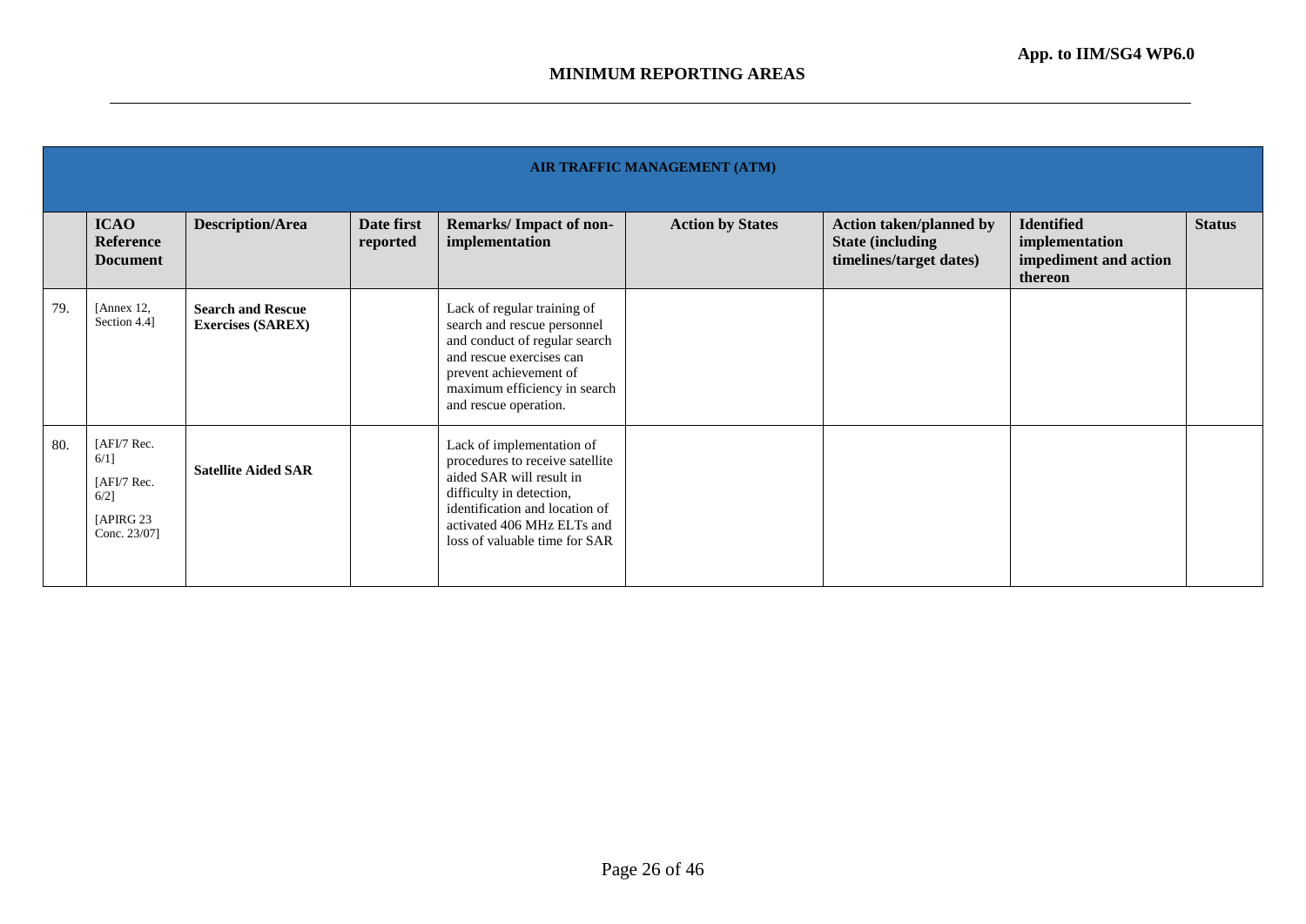App. to IIM/SG4 WP6.0

**MINIMUM REPORTING AREAS**

| AIR TRAFFIC MANAGEMENT (ATM) | | | | | | | | |
|---|---|---|---|---|---|---|---|---|
| | **ICAO Reference Document** | **Description/Area** | **Date first reported** | **Remarks/ Impact of non-implementation** | **Action by States** | **Action taken/planned by State (including timelines/target dates)** | **Identified implementation impediment and action thereon** | **Status** |
| 79. | [Annex 12, Section 4.4] | **Search and Rescue Exercises (SAREX)** | | Lack of regular training of search and rescue personnel and conduct of regular search and rescue exercises can prevent achievement of maximum efficiency in search and rescue operation. | | | | |
| 80. | [AFI/7 Rec. 6/1] [AFI/7 Rec. 6/2] [APIRG 23 Conc. 23/07] | **Satellite Aided SAR** | | Lack of implementation of procedures to receive satellite aided SAR will result in difficulty in detection, identification and location of activated 406 MHz ELTs and loss of valuable time for SAR | | | | |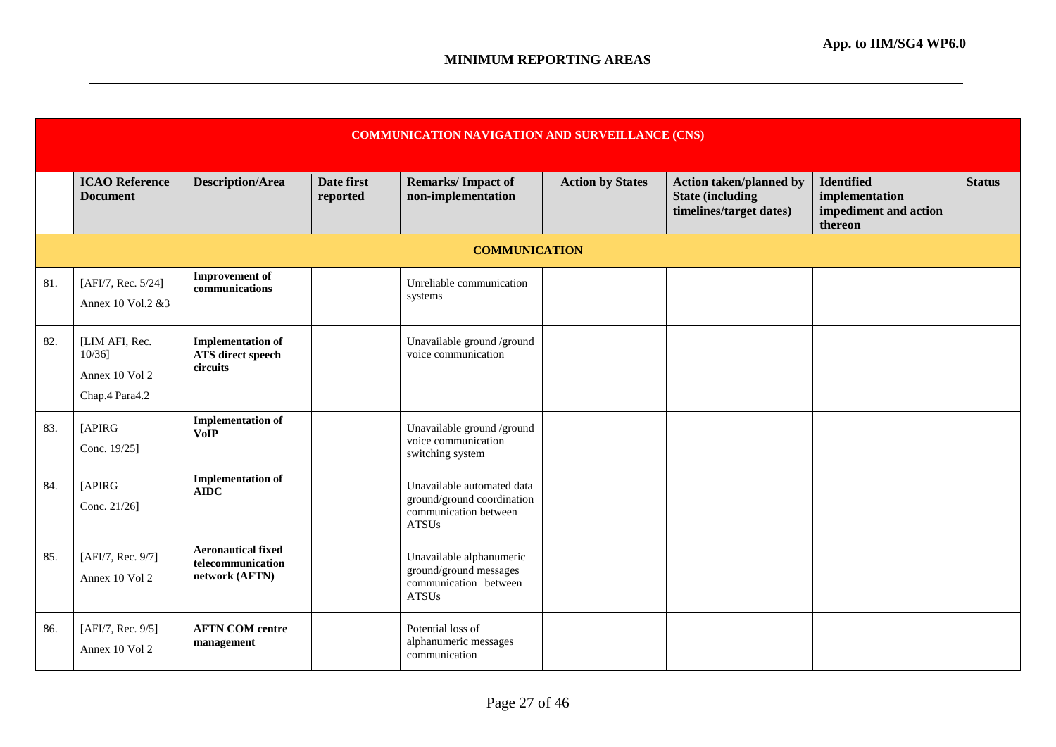**App. to IIM/SG4 WP6.0**

## MINIMUM REPORTING AREAS

| COMMUNICATION NAVIGATION AND SURVEILLANCE (CNS) | | | | | | | | |
|---|---|---|---|---|---|---|---|---|
| | **ICAO Reference Document** | **Description/Area** | **Date first reported** | **Remarks/ Impact of non-implementation** | **Action by States** | **Action taken/planned by State (including timelines/target dates)** | **Identified implementation impediment and action thereon** | **Status** |
| **COMMUNICATION** | | | | | | | | |
| 81. | [AFI/7, Rec. 5/24] Annex 10 Vol.2 &3 | **Improvement of communications** | | Unreliable communication systems | | | | |
| 82. | [LIM AFI, Rec. 10/36] Annex 10 Vol 2 Chap.4 Para4.2 | **Implementation of ATS direct speech circuits** | | Unavailable ground /ground voice communication | | | | |
| 83. | [APIRG Conc. 19/25] | **Implementation of VoIP** | | Unavailable ground /ground voice communication switching system | | | | |
| 84. | [APIRG Conc. 21/26] | **Implementation of AIDC** | | Unavailable automated data ground/ground coordination communication between ATSUs | | | | |
| 85. | [AFI/7, Rec. 9/7] Annex 10 Vol 2 | **Aeronautical fixed telecommunication network (AFTN)** | | Unavailable alphanumeric ground/ground messages communication between ATSUs | | | | |
| 86. | [AFI/7, Rec. 9/5] Annex 10 Vol 2 | **AFTN COM centre management** | | Potential loss of alphanumeric messages communication | | | | |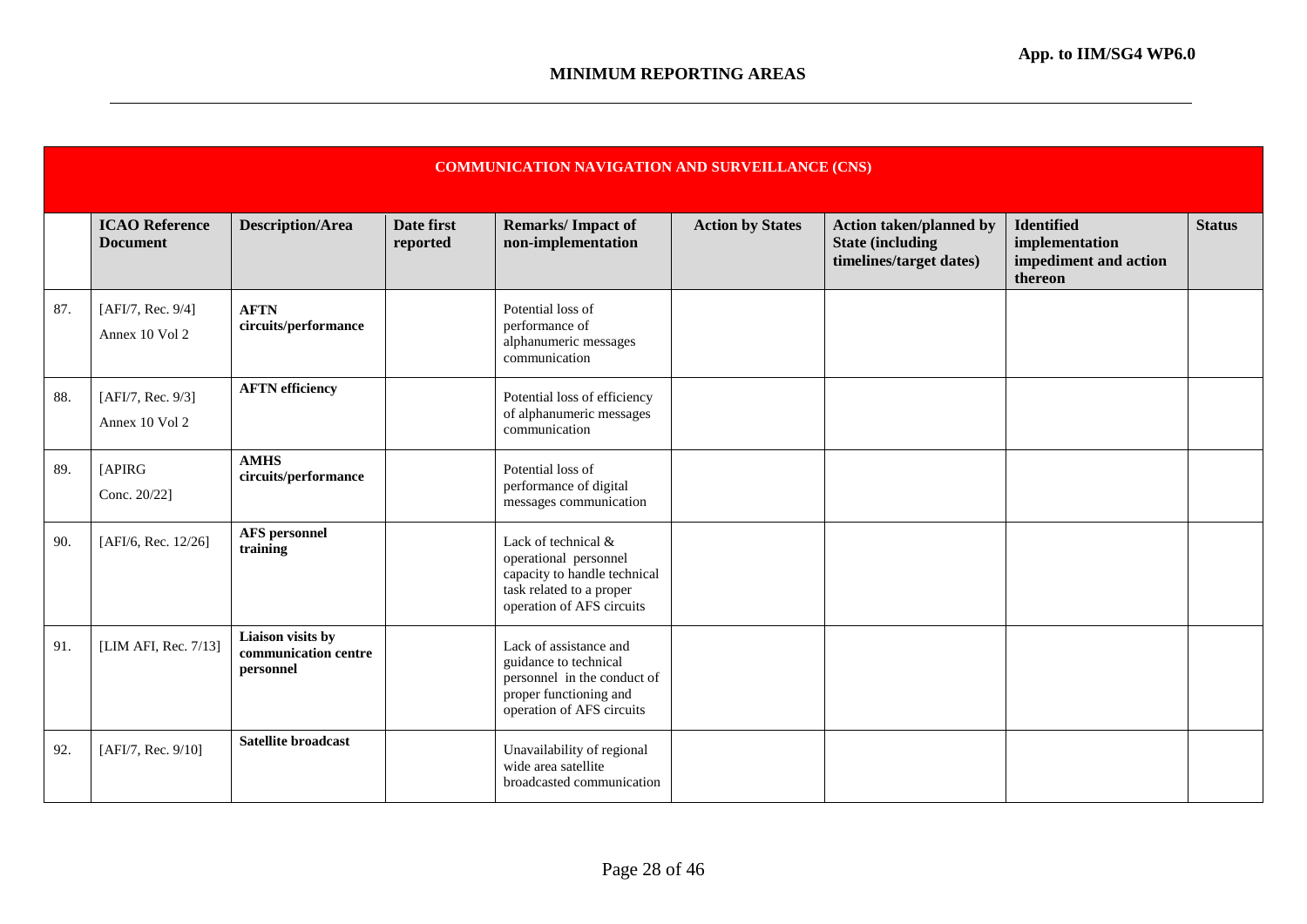App. to IIM/SG4 WP6.0

## MINIMUM REPORTING AREAS

| COMMUNICATION NAVIGATION AND SURVEILLANCE (CNS) | | | | | | | | |
|---|---|---|---|---|---|---|---|---|
| | **ICAO Reference Document** | **Description/Area** | **Date first reported** | **Remarks/ Impact of non-implementation** | **Action by States** | **Action taken/planned by State (including timelines/target dates)** | **Identified implementation impediment and action thereon** | **Status** |
| 87. | [AFI/7, Rec. 9/4] Annex 10 Vol 2 | **AFTN circuits/performance** | | Potential loss of performance of alphanumeric messages communication | | | | |
| 88. | [AFI/7, Rec. 9/3] Annex 10 Vol 2 | **AFTN efficiency** | | Potential loss of efficiency of alphanumeric messages communication | | | | |
| 89. | [APIRG Conc. 20/22] | **AMHS circuits/performance** | | Potential loss of performance of digital messages communication | | | | |
| 90. | [AFI/6, Rec. 12/26] | **AFS personnel training** | | Lack of technical & operational personnel capacity to handle technical task related to a proper operation of AFS circuits | | | | |
| 91. | [LIM AFI, Rec. 7/13] | **Liaison visits by communication centre personnel** | | Lack of assistance and guidance to technical personnel in the conduct of proper functioning and operation of AFS circuits | | | | |
| 92. | [AFI/7, Rec. 9/10] | **Satellite broadcast** | | Unavailability of regional wide area satellite broadcasted communication | | | | |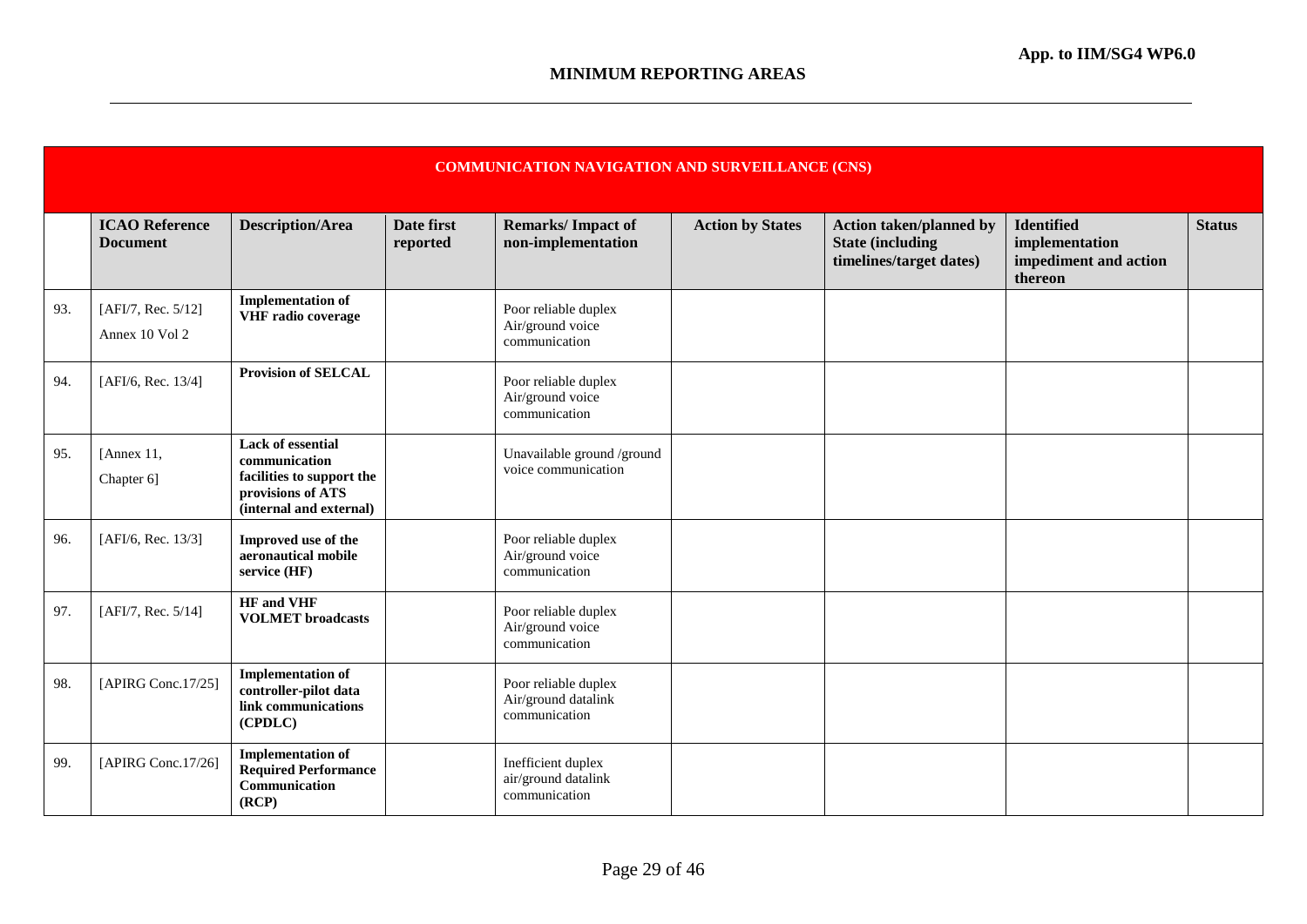**App. to IIM/SG4 WP6.0**

## MINIMUM REPORTING AREAS

| COMMUNICATION NAVIGATION AND SURVEILLANCE (CNS) | | | | | | | | |
|---|---|---|---|---|---|---|---|---|
| | **ICAO Reference Document** | **Description/Area** | **Date first reported** | **Remarks/ Impact of non-implementation** | **Action by States** | **Action taken/planned by State (including timelines/target dates)** | **Identified implementation impediment and action thereon** | **Status** |
| 93. | [AFI/7, Rec. 5/12] Annex 10 Vol 2 | **Implementation of VHF radio coverage** | | Poor reliable duplex Air/ground voice communication | | | | |
| 94. | [AFI/6, Rec. 13/4] | **Provision of SELCAL** | | Poor reliable duplex Air/ground voice communication | | | | |
| 95. | [Annex 11, Chapter 6] | **Lack of essential communication facilities to support the provisions of ATS (internal and external)** | | Unavailable ground /ground voice communication | | | | |
| 96. | [AFI/6, Rec. 13/3] | **Improved use of the aeronautical mobile service (HF)** | | Poor reliable duplex Air/ground voice communication | | | | |
| 97. | [AFI/7, Rec. 5/14] | **HF and VHF VOLMET broadcasts** | | Poor reliable duplex Air/ground voice communication | | | | |
| 98. | [APIRG Conc.17/25] | **Implementation of controller-pilot data link communications (CPDLC)** | | Poor reliable duplex Air/ground datalink communication | | | | |
| 99. | [APIRG Conc.17/26] | **Implementation of Required Performance Communication (RCP)** | | Inefficient duplex air/ground datalink communication | | | | |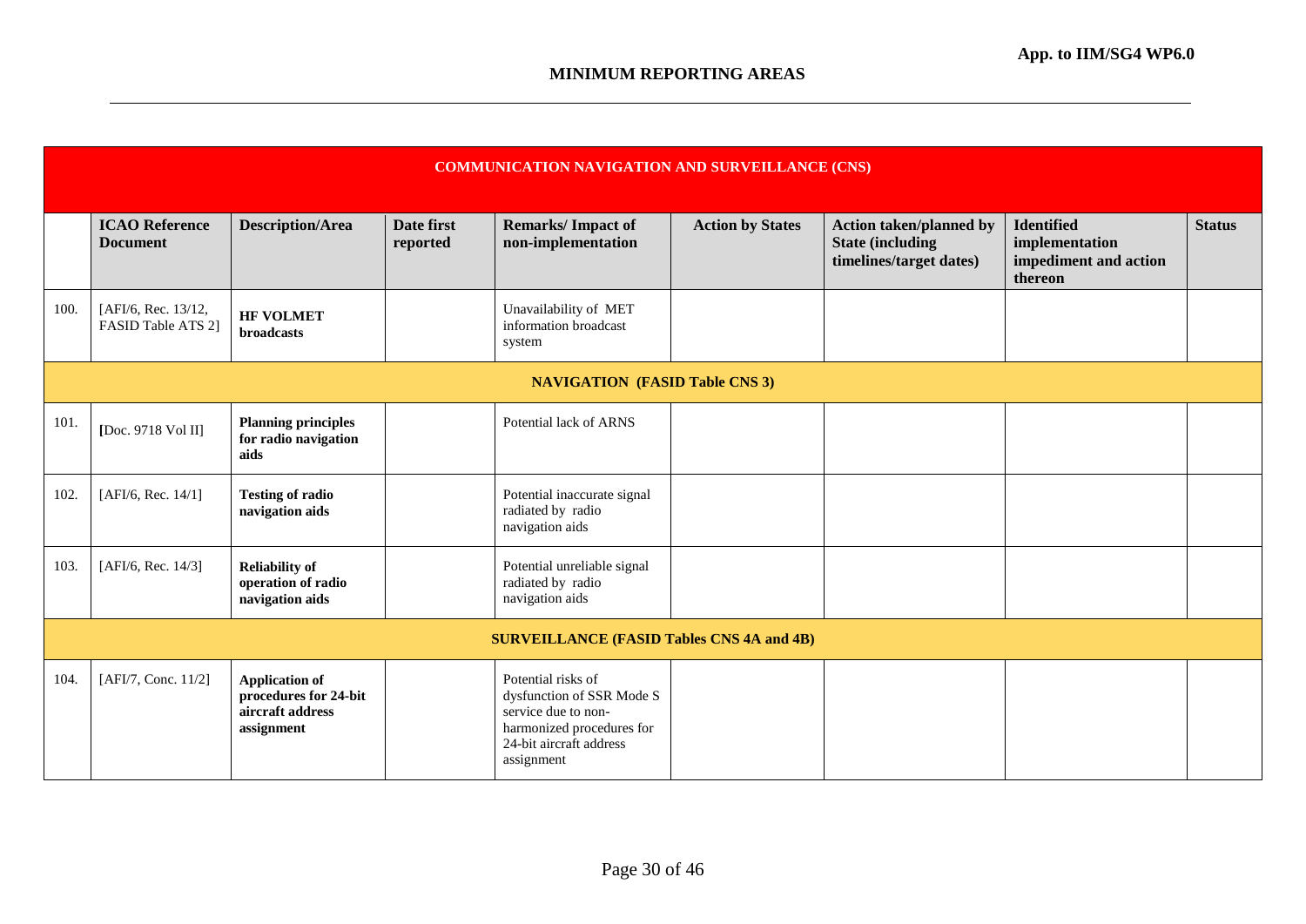App. to IIM/SG4 WP6.0

## MINIMUM REPORTING AREAS

| COMMUNICATION NAVIGATION AND SURVEILLANCE (CNS) | | | | | | | | |
|---|---|---|---|---|---|---|---|---|
| | **ICAO Reference Document** | **Description/Area** | **Date first reported** | **Remarks/ Impact of non-implementation** | **Action by States** | **Action taken/planned by State (including timelines/target dates)** | **Identified implementation impediment and action thereon** | **Status** |
| 100. | [AFI/6, Rec. 13/12, FASID Table ATS 2] | **HF VOLMET broadcasts** | | Unavailability of MET information broadcast system | | | | |
| **NAVIGATION (FASID Table CNS 3)** | | | | | | | | |
| 101. | [Doc. 9718 Vol II] | **Planning principles for radio navigation aids** | | Potential lack of ARNS | | | | |
| 102. | [AFI/6, Rec. 14/1] | **Testing of radio navigation aids** | | Potential inaccurate signal radiated by radio navigation aids | | | | |
| 103. | [AFI/6, Rec. 14/3] | **Reliability of operation of radio navigation aids** | | Potential unreliable signal radiated by radio navigation aids | | | | |
| **SURVEILLANCE (FASID Tables CNS 4A and 4B)** | | | | | | | | |
| 104. | [AFI/7, Conc. 11/2] | **Application of procedures for 24-bit aircraft address assignment** | | Potential risks of dysfunction of SSR Mode S service due to non-harmonized procedures for 24-bit aircraft address assignment | | | | |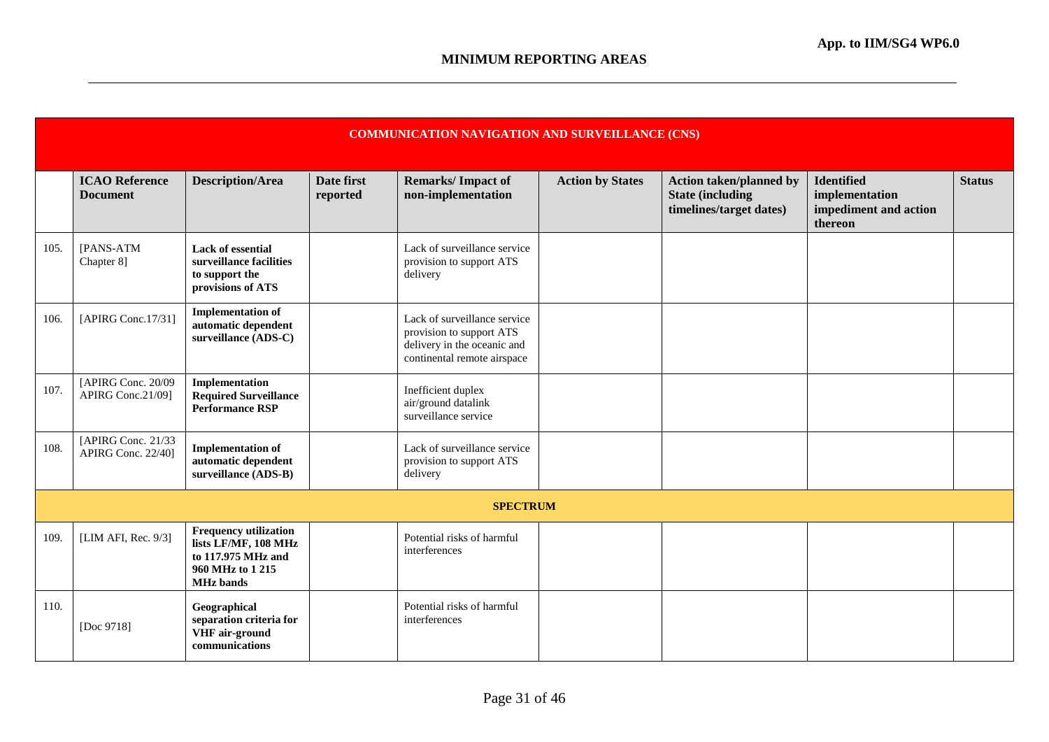**App. to IIM/SG4 WP6.0**

**MINIMUM REPORTING AREAS**

| COMMUNICATION NAVIGATION AND SURVEILLANCE (CNS) | | | | | | | | |
|---|---|---|---|---|---|---|---|---|
| | **ICAO Reference Document** | **Description/Area** | **Date first reported** | **Remarks/ Impact of non-implementation** | **Action by States** | **Action taken/planned by State (including timelines/target dates)** | **Identified implementation impediment and action thereon** | **Status** |
| 105. | [PANS-ATM Chapter 8] | **Lack of essential surveillance facilities to support the provisions of ATS** | | Lack of surveillance service provision to support ATS delivery | | | | |
| 106. | [APIRG Conc.17/31] | **Implementation of automatic dependent surveillance (ADS-C)** | | Lack of surveillance service provision to support ATS delivery in the oceanic and continental remote airspace | | | | |
| 107. | [APIRG Conc. 20/09 APIRG Conc.21/09] | **Implementation Required Surveillance Performance RSP** | | Inefficient duplex air/ground datalink surveillance service | | | | |
| 108. | [APIRG Conc. 21/33 APIRG Conc. 22/40] | **Implementation of automatic dependent surveillance (ADS-B)** | | Lack of surveillance service provision to support ATS delivery | | | | |
| **SPECTRUM** | | | | | | | | |
| 109. | [LIM AFI, Rec. 9/3] | **Frequency utilization lists LF/MF, 108 MHz to 117.975 MHz and 960 MHz to 1 215 MHz bands** | | Potential risks of harmful interferences | | | | |
| 110. | [Doc 9718] | **Geographical separation criteria for VHF air-ground communications** | | Potential risks of harmful interferences | | | | |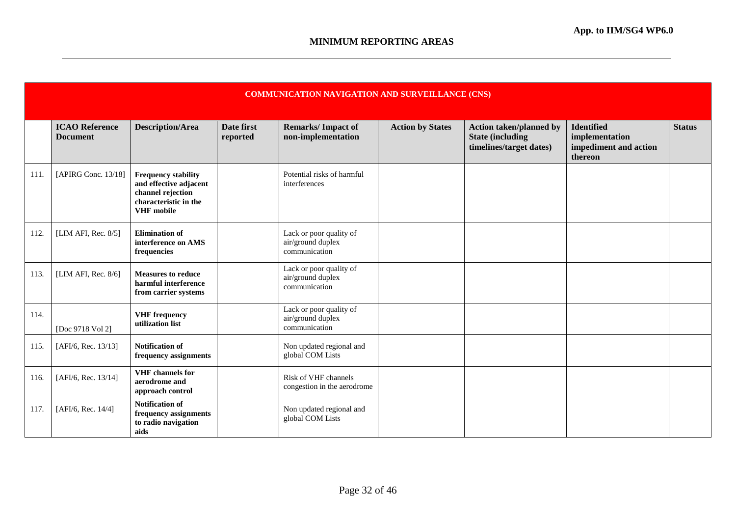**App. to IIM/SG4 WP6.0**

## MINIMUM REPORTING AREAS

| COMMUNICATION NAVIGATION AND SURVEILLANCE (CNS) | | | | | | | | |
|---|---|---|---|---|---|---|---|---|
| | **ICAO Reference Document** | **Description/Area** | **Date first reported** | **Remarks/ Impact of non-implementation** | **Action by States** | **Action taken/planned by State (including timelines/target dates)** | **Identified implementation impediment and action thereon** | **Status** |
| 111. | [APIRG Conc. 13/18] | **Frequency stability and effective adjacent channel rejection characteristic in the VHF mobile** | | Potential risks of harmful interferences | | | | |
| 112. | [LIM AFI, Rec. 8/5] | **Elimination of interference on AMS frequencies** | | Lack or poor quality of air/ground duplex communication | | | | |
| 113. | [LIM AFI, Rec. 8/6] | **Measures to reduce harmful interference from carrier systems** | | Lack or poor quality of air/ground duplex communication | | | | |
| 114. | [Doc 9718 Vol 2] | **VHF frequency utilization list** | | Lack or poor quality of air/ground duplex communication | | | | |
| 115. | [AFI/6, Rec. 13/13] | **Notification of frequency assignments** | | Non updated regional and global COM Lists | | | | |
| 116. | [AFI/6, Rec. 13/14] | **VHF channels for aerodrome and approach control** | | Risk of VHF channels congestion in the aerodrome | | | | |
| 117. | [AFI/6, Rec. 14/4] | **Notification of frequency assignments to radio navigation aids** | | Non updated regional and global COM Lists | | | | |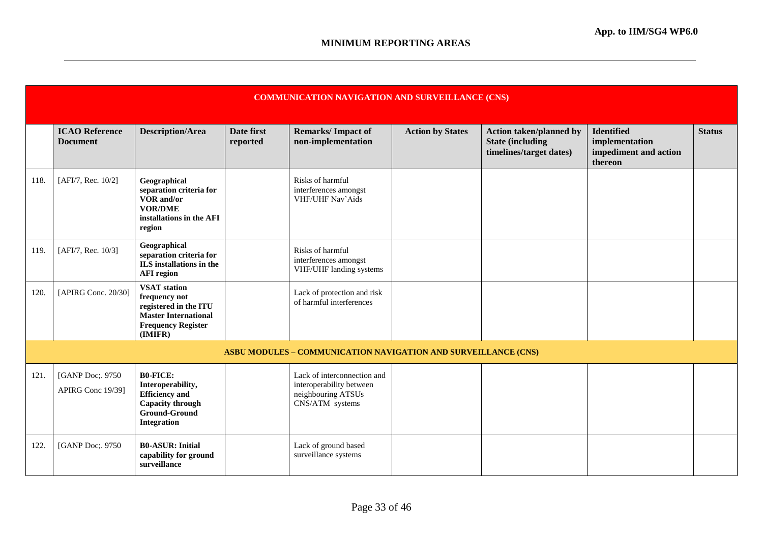## MINIMUM REPORTING AREAS

| | ICAO Reference Document | Description/Area | Date first reported | Remarks/ Impact of non-implementation | Action by States | Action taken/planned by State (including timelines/target dates) | Identified implementation impediment and action thereon | Status |
|---|---|---|---|---|---|---|---|---|
| **COMMUNICATION NAVIGATION AND SURVEILLANCE (CNS)** | | | | | | | | |
| 118. | [AFI/7, Rec. 10/2] | **Geographical separation criteria for VOR and/or VOR/DME installations in the AFI region** | | Risks of harmful interferences amongst VHF/UHF Nav'Aids | | | | |
| 119. | [AFI/7, Rec. 10/3] | **Geographical separation criteria for ILS installations in the AFI region** | | Risks of harmful interferences amongst VHF/UHF landing systems | | | | |
| 120. | [APIRG Conc. 20/30] | **VSAT station frequency not registered in the ITU Master International Frequency Register (IMIFR)** | | Lack of protection and risk of harmful interferences | | | | |
| **ASBU MODULES – COMMUNICATION NAVIGATION AND SURVEILLANCE (CNS)** | | | | | | | | |
| 121. | [GANP Doc;. 9750 APIRG Conc 19/39] | **B0-FICE: Interoperability, Efficiency and Capacity through Ground-Ground Integration** | | Lack of interconnection and interoperability between neighbouring ATSUs CNS/ATM systems | | | | |
| 122. | [GANP Doc;. 9750 | **B0-ASUR: Initial capability for ground surveillance** | | Lack of ground based surveillance systems | | | | |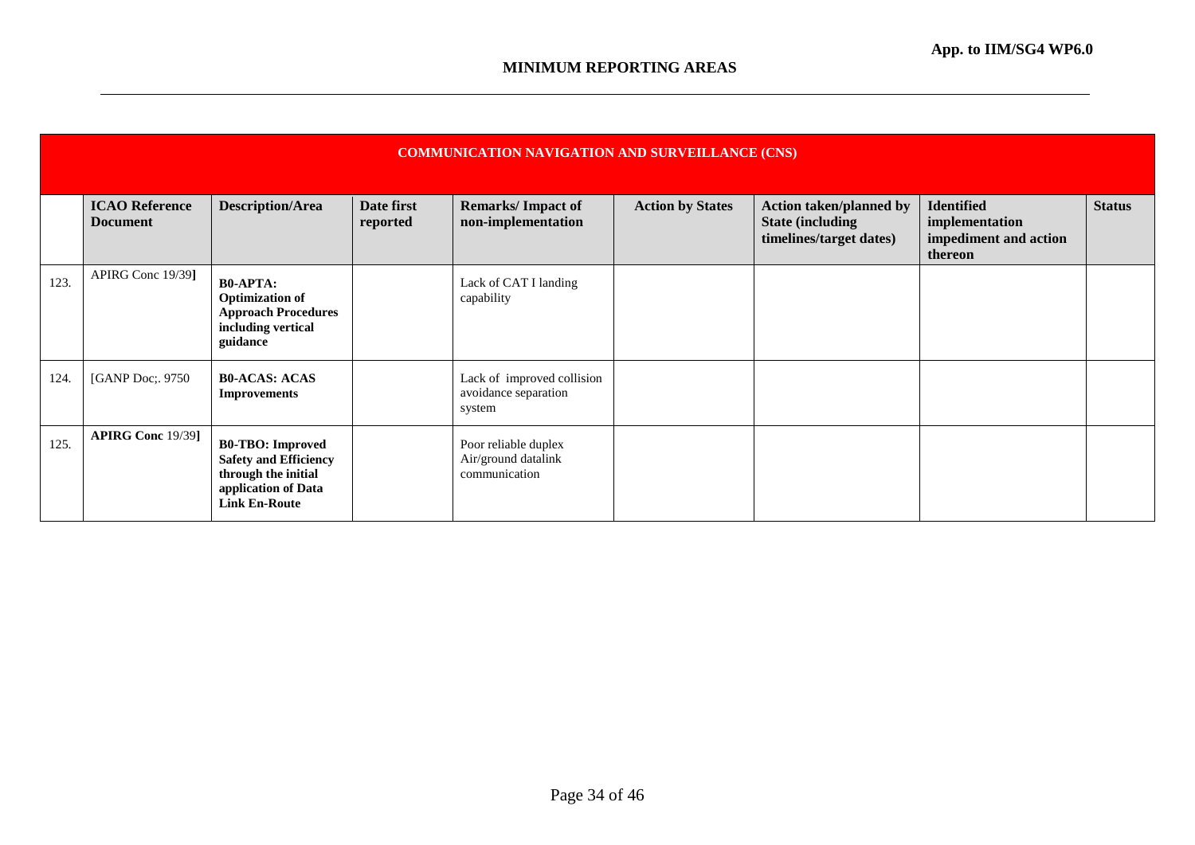## MINIMUM REPORTING AREAS

| COMMUNICATION NAVIGATION AND SURVEILLANCE (CNS) | | | | | | | | |
|---|---|---|---|---|---|---|---|---|
| | **ICAO Reference Document** | **Description/Area** | **Date first reported** | **Remarks/ Impact of non-implementation** | **Action by States** | **Action taken/planned by State (including timelines/target dates)** | **Identified implementation impediment and action thereon** | **Status** |
| 123. | APIRG Conc 19/39] | **B0-APTA: Optimization of Approach Procedures including vertical guidance** | | Lack of CAT I landing capability | | | | |
| 124. | [GANP Doc;. 9750 | **B0-ACAS: ACAS Improvements** | | Lack of improved collision avoidance separation system | | | | |
| 125. | **APIRG Conc** 19/39] | **B0-TBO: Improved Safety and Efficiency through the initial application of Data Link En-Route** | | Poor reliable duplex Air/ground datalink communication | | | | |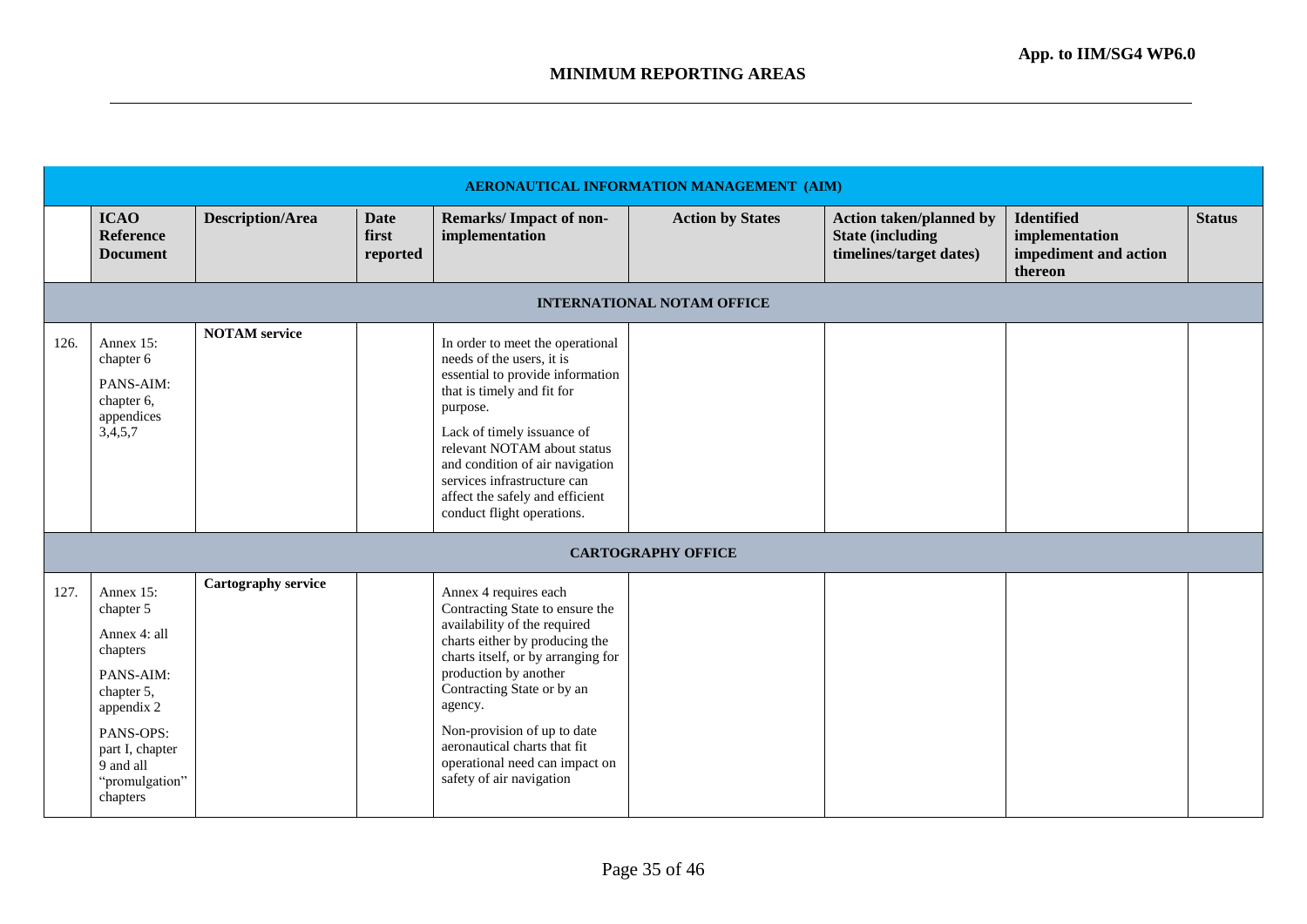App. to IIM/SG4 WP6.0

## MINIMUM REPORTING AREAS

| AERONAUTICAL INFORMATION MANAGEMENT (AIM) | | | | | | | | |
|---|---|---|---|---|---|---|---|---|
| | **ICAO Reference Document** | **Description/Area** | **Date first reported** | **Remarks/ Impact of non-implementation** | **Action by States** | **Action taken/planned by State (including timelines/target dates)** | **Identified implementation impediment and action thereon** | **Status** |
| **INTERNATIONAL NOTAM OFFICE** | | | | | | | | |
| 126. | Annex 15: chapter 6<br><br>PANS-AIM: chapter 6, appendices 3,4,5,7 | **NOTAM service** | | In order to meet the operational needs of the users, it is essential to provide information that is timely and fit for purpose.<br><br>Lack of timely issuance of relevant NOTAM about status and condition of air navigation services infrastructure can affect the safely and efficient conduct flight operations. | | | | |
| **CARTOGRAPHY OFFICE** | | | | | | | | |
| 127. | Annex 15: chapter 5<br><br>Annex 4: all chapters<br><br>PANS-AIM: chapter 5, appendix 2<br><br>PANS-OPS: part I, chapter 9 and all "promulgation" chapters | **Cartography service** | | Annex 4 requires each Contracting State to ensure the availability of the required charts either by producing the charts itself, or by arranging for production by another Contracting State or by an agency.<br><br>Non-provision of up to date aeronautical charts that fit operational need can impact on safety of air navigation | | | | |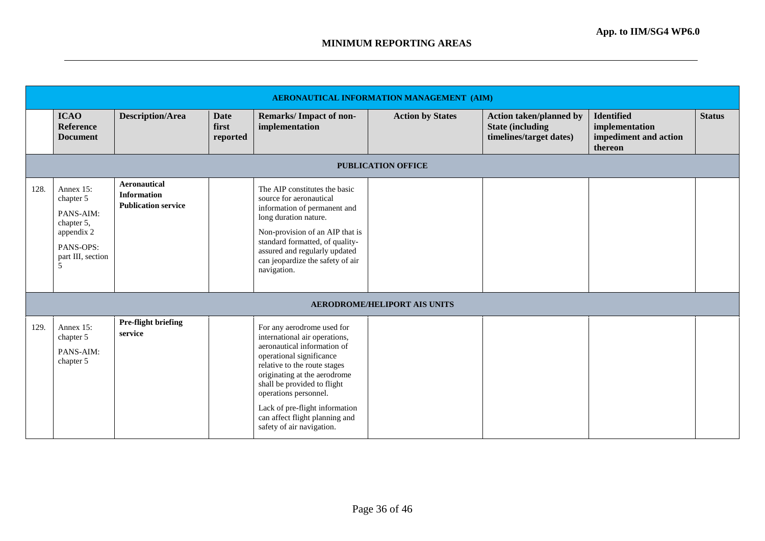**App. to IIM/SG4 WP6.0**

## MINIMUM REPORTING AREAS

| AERONAUTICAL INFORMATION MANAGEMENT (AIM) | | | | | | | | |
|---|---|---|---|---|---|---|---|---|
| | **ICAO Reference Document** | **Description/Area** | **Date first reported** | **Remarks/ Impact of non-implementation** | **Action by States** | **Action taken/planned by State (including timelines/target dates)** | **Identified implementation impediment and action thereon** | **Status** |
| **PUBLICATION OFFICE** | | | | | | | | |
| 128. | Annex 15: chapter 5<br><br>PANS-AIM: chapter 5, appendix 2<br><br>PANS-OPS: part III, section 5 | **Aeronautical Information Publication service** | | The AIP constitutes the basic source for aeronautical information of permanent and long duration nature.<br><br>Non-provision of an AIP that is standard formatted, of quality-assured and regularly updated can jeopardize the safety of air navigation. | | | | |
| **AERODROME/HELIPORT AIS UNITS** | | | | | | | | |
| 129. | Annex 15: chapter 5<br><br>PANS-AIM: chapter 5 | **Pre-flight briefing service** | | For any aerodrome used for international air operations, aeronautical information of operational significance relative to the route stages originating at the aerodrome shall be provided to flight operations personnel.<br><br>Lack of pre-flight information can affect flight planning and safety of air navigation. | | | | |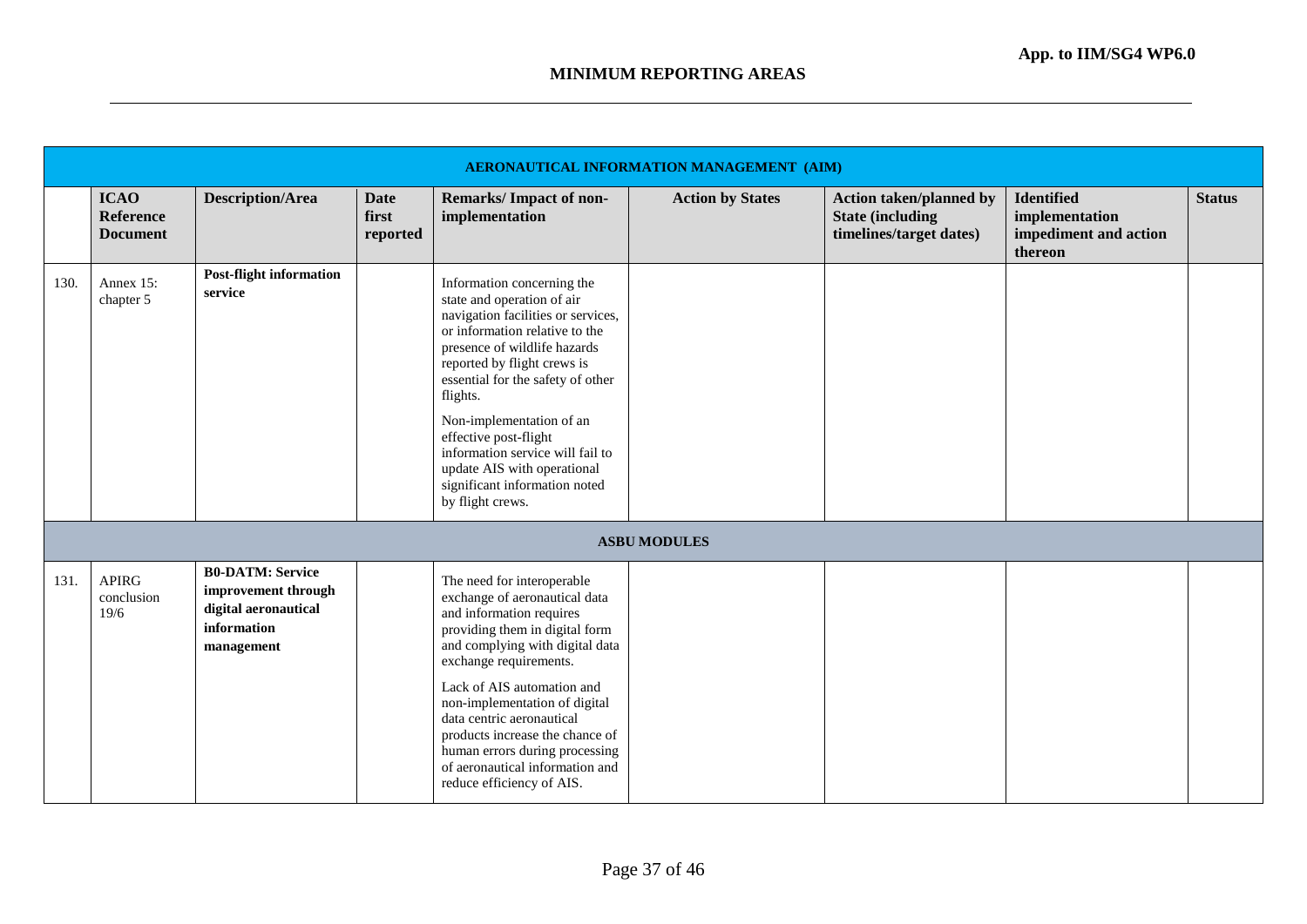**App. to IIM/SG4 WP6.0**

## MINIMUM REPORTING AREAS

| | ICAO Reference Document | Description/Area | Date first reported | Remarks/ Impact of non-implementation | Action by States | Action taken/planned by State (including timelines/target dates) | Identified implementation impediment and action thereon | Status |
|---|---|---|---|---|---|---|---|---|
| **AERONAUTICAL INFORMATION MANAGEMENT (AIM)** | | | | | | | | |
| 130. | Annex 15: chapter 5 | **Post-flight information service** | | Information concerning the state and operation of air navigation facilities or services, or information relative to the presence of wildlife hazards reported by flight crews is essential for the safety of other flights.<br><br>Non-implementation of an effective post-flight information service will fail to update AIS with operational significant information noted by flight crews. | | | | |
| **ASBU MODULES** | | | | | | | | |
| 131. | APIRG conclusion 19/6 | **B0-DATM: Service improvement through digital aeronautical information management** | | The need for interoperable exchange of aeronautical data and information requires providing them in digital form and complying with digital data exchange requirements.<br><br>Lack of AIS automation and non-implementation of digital data centric aeronautical products increase the chance of human errors during processing of aeronautical information and reduce efficiency of AIS. | | | | |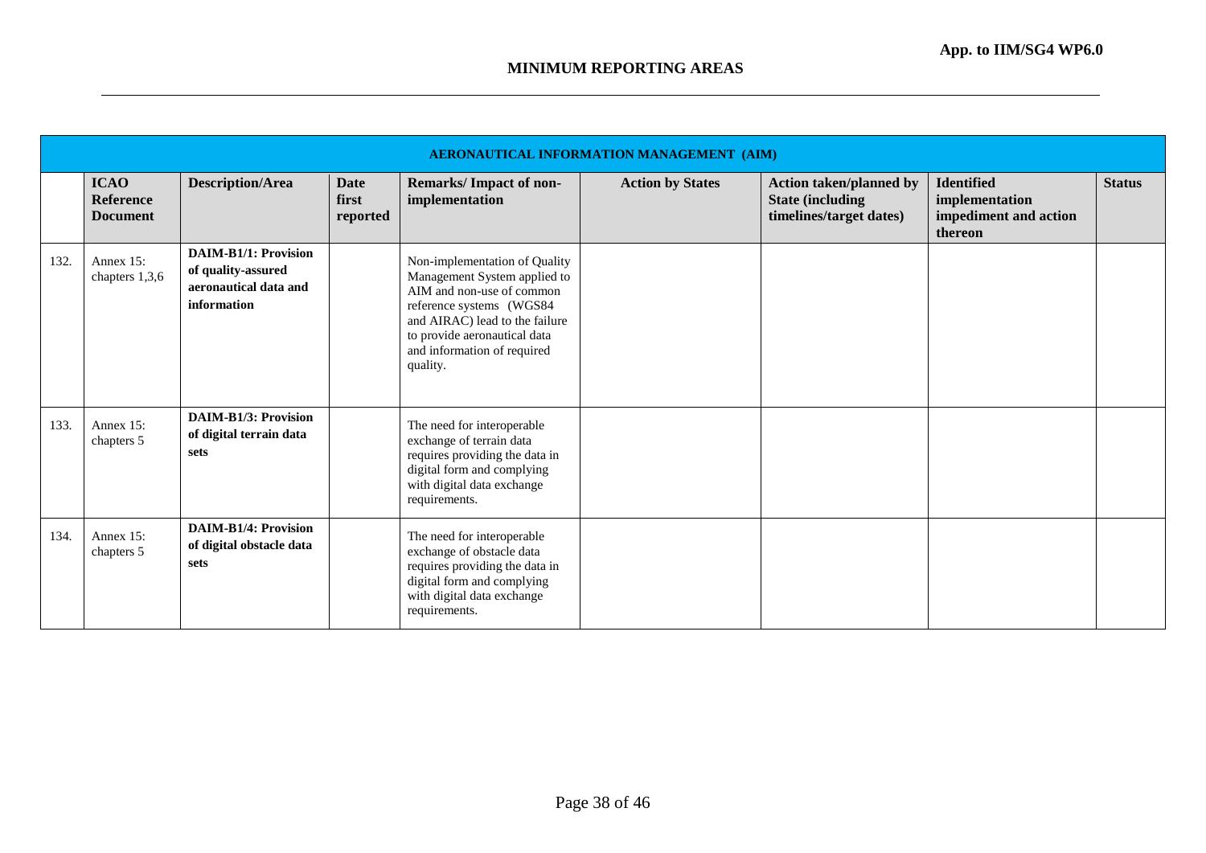## MINIMUM REPORTING AREAS

| AERONAUTICAL INFORMATION MANAGEMENT (AIM) | | | | | | | | |
|---|---|---|---|---|---|---|---|---|
| | **ICAO Reference Document** | **Description/Area** | **Date first reported** | **Remarks/ Impact of non-implementation** | **Action by States** | **Action taken/planned by State (including timelines/target dates)** | **Identified implementation impediment and action thereon** | **Status** |
| 132. | Annex 15: chapters 1,3,6 | **DAIM-B1/1: Provision of quality-assured aeronautical data and information** | | Non-implementation of Quality Management System applied to AIM and non-use of common reference systems (WGS84 and AIRAC) lead to the failure to provide aeronautical data and information of required quality. | | | | |
| 133. | Annex 15: chapters 5 | **DAIM-B1/3: Provision of digital terrain data sets** | | The need for interoperable exchange of terrain data requires providing the data in digital form and complying with digital data exchange requirements. | | | | |
| 134. | Annex 15: chapters 5 | **DAIM-B1/4: Provision of digital obstacle data sets** | | The need for interoperable exchange of obstacle data requires providing the data in digital form and complying with digital data exchange requirements. | | | | |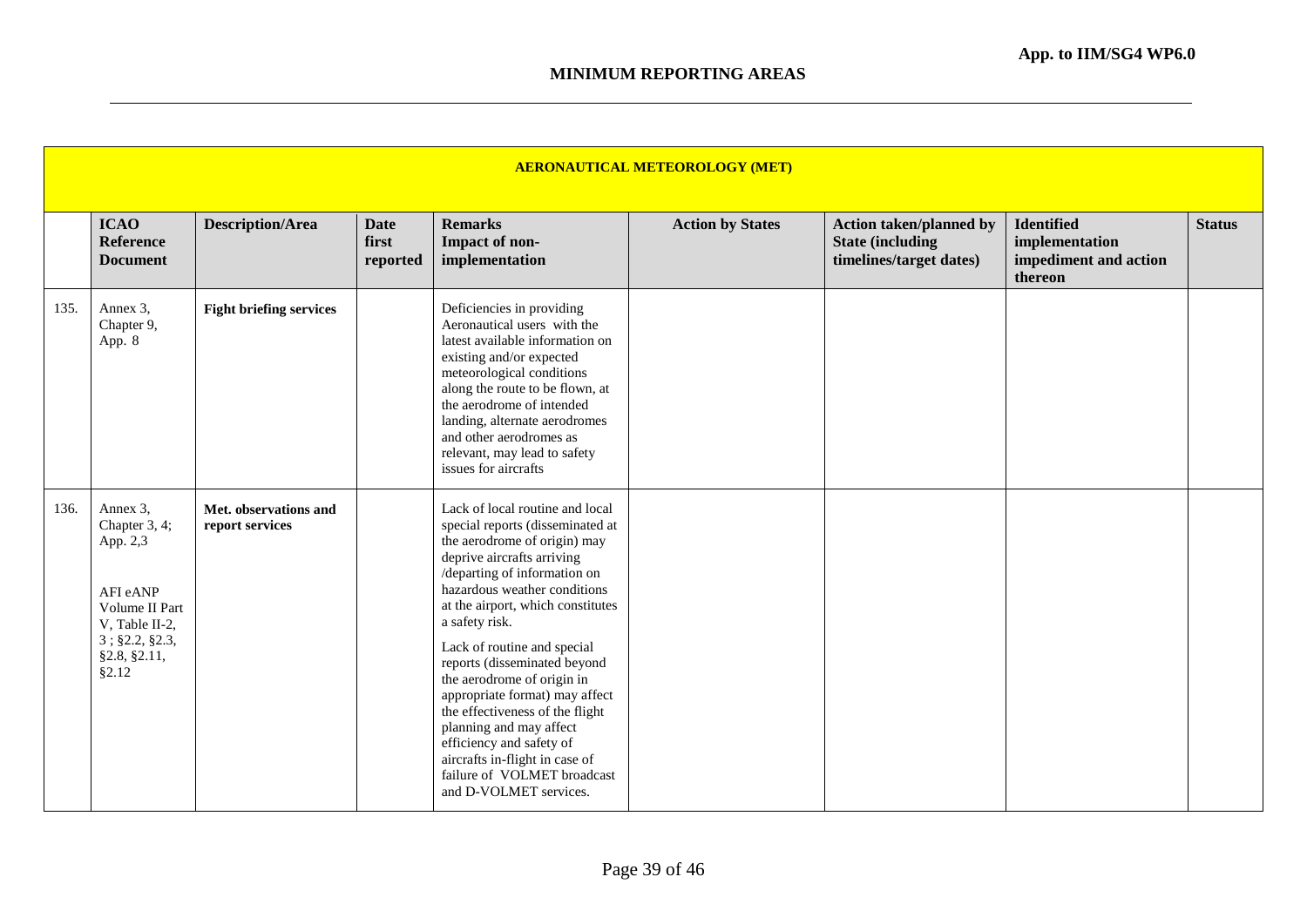**App. to IIM/SG4 WP6.0**

## MINIMUM REPORTING AREAS

| AERONAUTICAL METEOROLOGY (MET) | | | | | | | | |
|---|---|---|---|---|---|---|---|---|
| | **ICAO Reference Document** | **Description/Area** | **Date first reported** | **Remarks Impact of non-implementation** | **Action by States** | **Action taken/planned by State (including timelines/target dates)** | **Identified implementation impediment and action thereon** | **Status** |
| 135. | Annex 3, Chapter 9, App. 8 | **Fight briefing services** | | Deficiencies in providing Aeronautical users with the latest available information on existing and/or expected meteorological conditions along the route to be flown, at the aerodrome of intended landing, alternate aerodromes and other aerodromes as relevant, may lead to safety issues for aircrafts | | | | |
| 136. | Annex 3, Chapter 3, 4; App. 2,3<br><br>AFI eANP Volume II Part V, Table II-2, 3 ; §2.2, §2.3, §2.8, §2.11, §2.12 | **Met. observations and report services** | | Lack of local routine and local special reports (disseminated at the aerodrome of origin) may deprive aircrafts arriving /departing of information on hazardous weather conditions at the airport, which constitutes a safety risk.<br><br>Lack of routine and special reports (disseminated beyond the aerodrome of origin in appropriate format) may affect the effectiveness of the flight planning and may affect efficiency and safety of aircrafts in-flight in case of failure of VOLMET broadcast and D-VOLMET services. | | | | |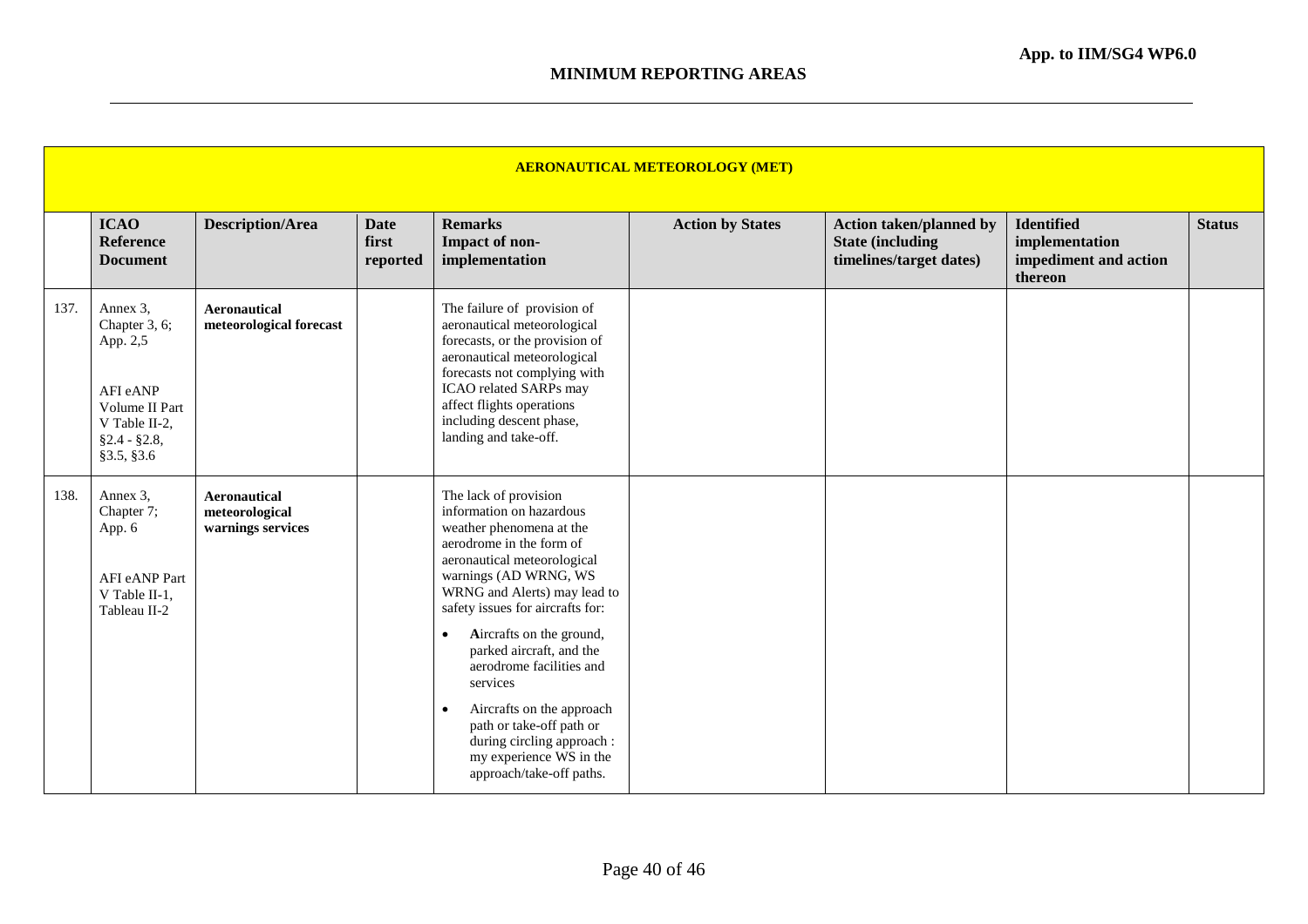App. to IIM/SG4 WP6.0

## MINIMUM REPORTING AREAS

| AERONAUTICAL METEOROLOGY (MET) | | | | | | | | |
|---|---|---|---|---|---|---|---|---|
| | **ICAO Reference Document** | **Description/Area** | **Date first reported** | **Remarks Impact of non-implementation** | **Action by States** | **Action taken/planned by State (including timelines/target dates)** | **Identified implementation impediment and action thereon** | **Status** |
| 137. | Annex 3, Chapter 3, 6; App. 2,5<br><br>AFI eANP Volume II Part V Table II-2, §2.4 - §2.8, §3.5, §3.6 | **Aeronautical meteorological forecast** | | The failure of provision of aeronautical meteorological forecasts, or the provision of aeronautical meteorological forecasts not complying with ICAO related SARPs may affect flights operations including descent phase, landing and take-off. | | | | |
| 138. | Annex 3, Chapter 7; App. 6<br><br>AFI eANP Part V Table II-1, Tableau II-2 | **Aeronautical meteorological warnings services** | | The lack of provision information on hazardous weather phenomena at the aerodrome in the form of aeronautical meteorological warnings (AD WRNG, WS WRNG and Alerts) may lead to safety issues for aircrafts for:<br>• **A**ircrafts on the ground, parked aircraft, and the aerodrome facilities and services<br>• Aircrafts on the approach path or take-off path or during circling approach : my experience WS in the approach/take-off paths. | | | | |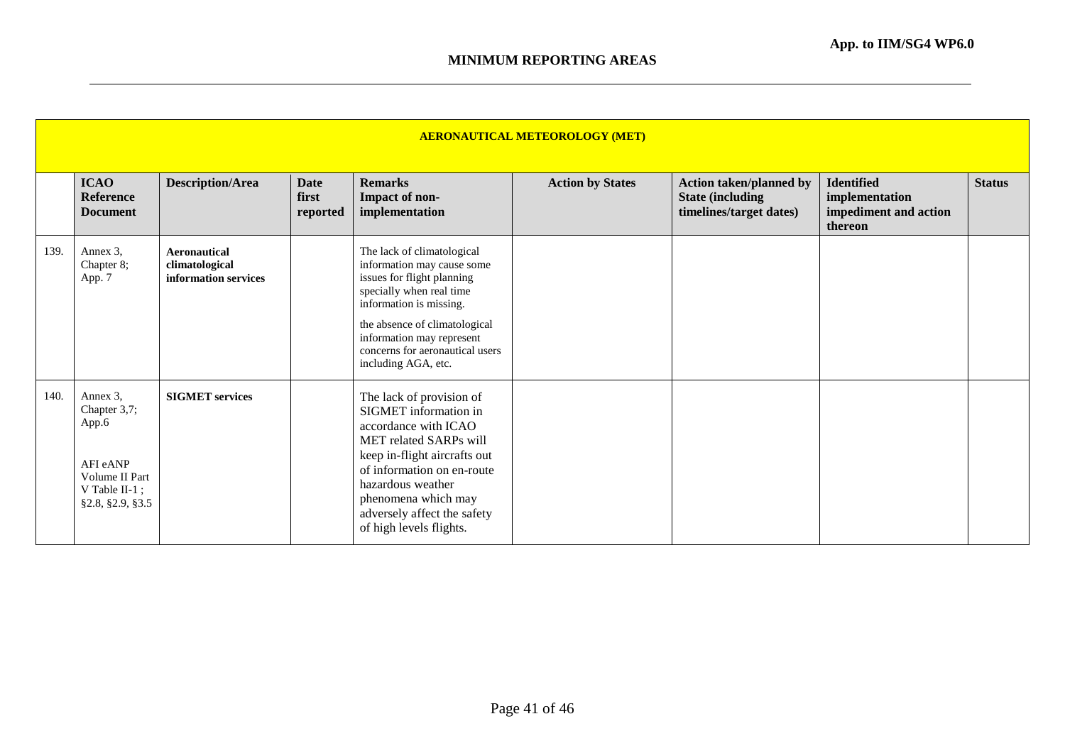**App. to IIM/SG4 WP6.0**

## MINIMUM REPORTING AREAS

| AERONAUTICAL METEOROLOGY (MET) | | | | | | | | |
|---|---|---|---|---|---|---|---|---|
| | **ICAO Reference Document** | **Description/Area** | **Date first reported** | **Remarks Impact of non-implementation** | **Action by States** | **Action taken/planned by State (including timelines/target dates)** | **Identified implementation impediment and action thereon** | **Status** |
| 139. | Annex 3, Chapter 8; App. 7 | **Aeronautical climatological information services** | | The lack of climatological information may cause some issues for flight planning specially when real time information is missing. the absence of climatological information may represent concerns for aeronautical users including AGA, etc. | | | | |
| 140. | Annex 3, Chapter 3,7; App.6 AFI eANP Volume II Part V Table II-1 ; §2.8, §2.9, §3.5 | **SIGMET services** | | The lack of provision of SIGMET information in accordance with ICAO MET related SARPs will keep in-flight aircrafts out of information on en-route hazardous weather phenomena which may adversely affect the safety of high levels flights. | | | | |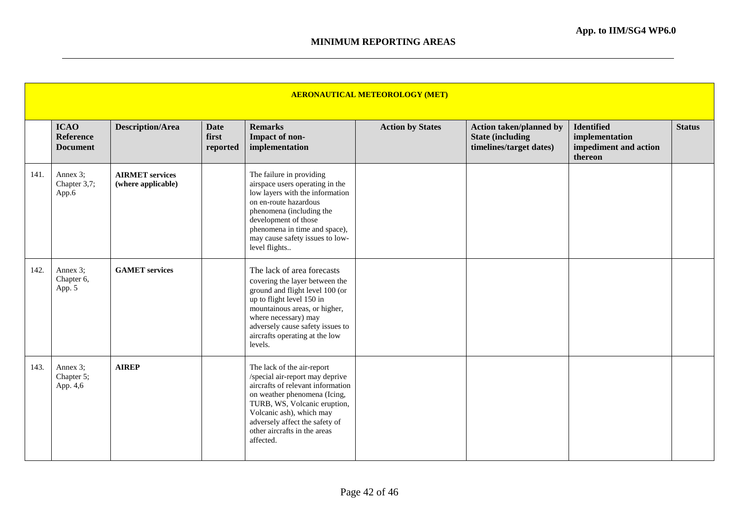App. to IIM/SG4 WP6.0

## MINIMUM REPORTING AREAS

| AERONAUTICAL METEOROLOGY (MET) | | | | | | | | |
|---|---|---|---|---|---|---|---|---|
| | **ICAO Reference Document** | **Description/Area** | **Date first reported** | **Remarks Impact of non-implementation** | **Action by States** | **Action taken/planned by State (including timelines/target dates)** | **Identified implementation impediment and action thereon** | **Status** |
| 141. | Annex 3; Chapter 3,7; App.6 | **AIRMET services (where applicable)** | | The failure in providing airspace users operating in the low layers with the information on en-route hazardous phenomena (including the development of those phenomena in time and space), may cause safety issues to low-level flights.. | | | | |
| 142. | Annex 3; Chapter 6, App. 5 | **GAMET services** | | The lack of area forecasts covering the layer between the ground and flight level 100 (or up to flight level 150 in mountainous areas, or higher, where necessary) may adversely cause safety issues to aircrafts operating at the low levels. | | | | |
| 143. | Annex 3; Chapter 5; App. 4,6 | **AIREP** | | The lack of the air-report /special air-report may deprive aircrafts of relevant information on weather phenomena (Icing, TURB, WS, Volcanic eruption, Volcanic ash), which may adversely affect the safety of other aircrafts in the areas affected. | | | | |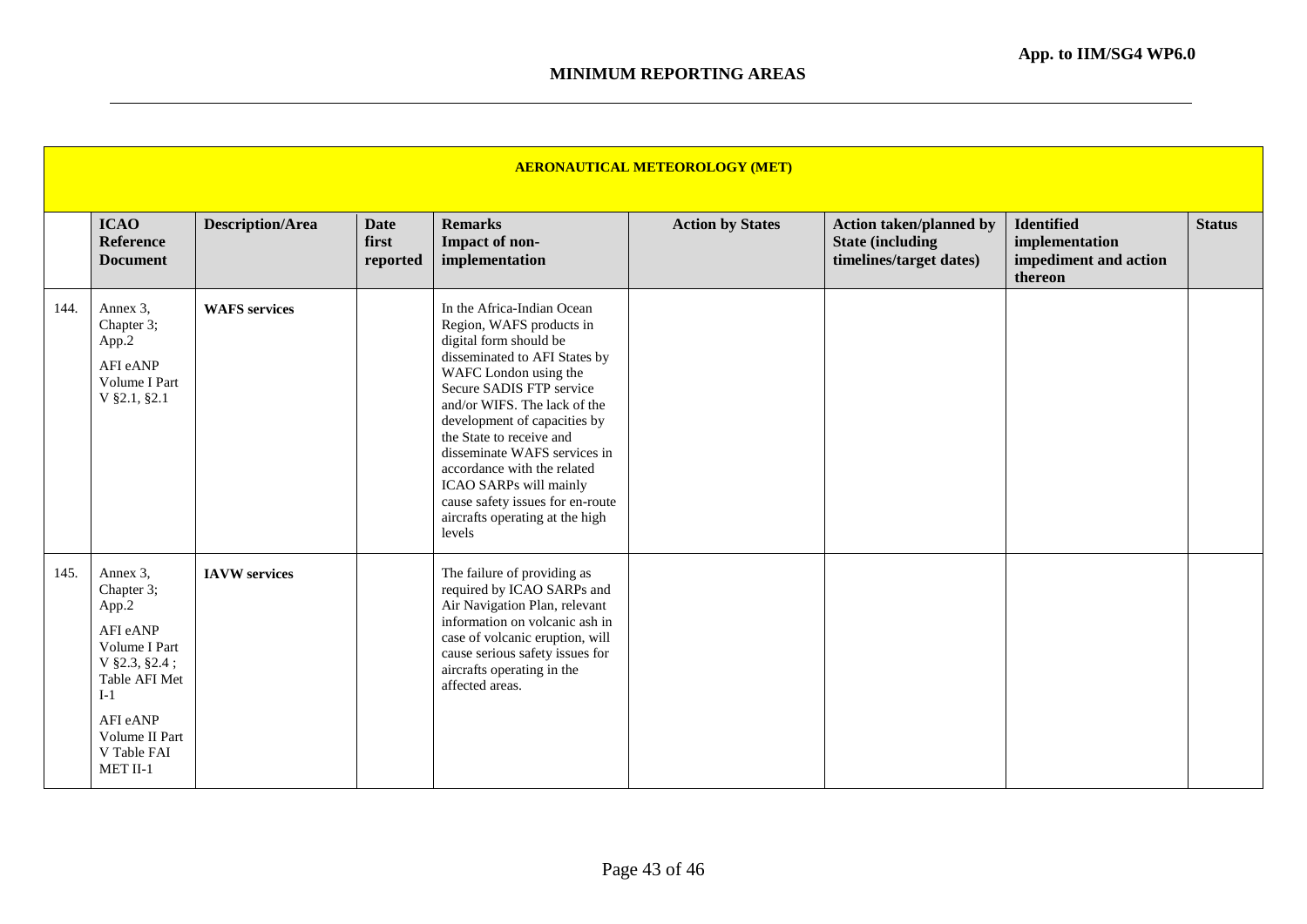App. to IIM/SG4 WP6.0

## MINIMUM REPORTING AREAS

| AERONAUTICAL METEOROLOGY (MET) | | | | | | | | |
|---|---|---|---|---|---|---|---|---|
| | **ICAO Reference Document** | **Description/Area** | **Date first reported** | **Remarks Impact of non-implementation** | **Action by States** | **Action taken/planned by State (including timelines/target dates)** | **Identified implementation impediment and action thereon** | **Status** |
| 144. | Annex 3, Chapter 3; App.2 AFI eANP Volume I Part V §2.1, §2.1 | **WAFS services** | | In the Africa-Indian Ocean Region, WAFS products in digital form should be disseminated to AFI States by WAFC London using the Secure SADIS FTP service and/or WIFS. The lack of the development of capacities by the State to receive and disseminate WAFS services in accordance with the related ICAO SARPs will mainly cause safety issues for en-route aircrafts operating at the high levels | | | | |
| 145. | Annex 3, Chapter 3; App.2 AFI eANP Volume I Part V §2.3, §2.4 ; Table AFI Met I-1 AFI eANP Volume II Part V Table FAI MET II-1 | **IAVW services** | | The failure of providing as required by ICAO SARPs and Air Navigation Plan, relevant information on volcanic ash in case of volcanic eruption, will cause serious safety issues for aircrafts operating in the affected areas. | | | | |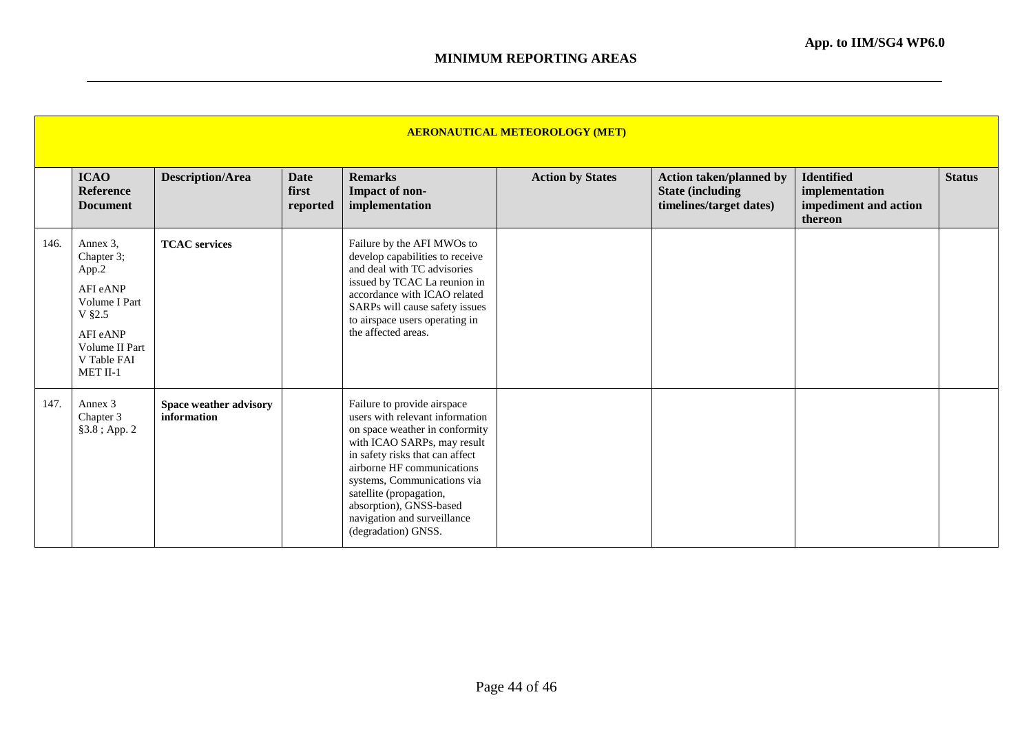## MINIMUM REPORTING AREAS

| AERONAUTICAL METEOROLOGY (MET) | | | | | | | | |
|---|---|---|---|---|---|---|---|---|
| | **ICAO Reference Document** | **Description/Area** | **Date first reported** | **Remarks Impact of non-implementation** | **Action by States** | **Action taken/planned by State (including timelines/target dates)** | **Identified implementation impediment and action thereon** | **Status** |
| 146. | Annex 3, Chapter 3; App.2<br><br>AFI eANP Volume I Part V §2.5<br><br>AFI eANP Volume II Part V Table FAI MET II-1 | **TCAC services** | | Failure by the AFI MWOs to develop capabilities to receive and deal with TC advisories issued by TCAC La reunion in accordance with ICAO related SARPs will cause safety issues to airspace users operating in the affected areas. | | | | |
| 147. | Annex 3 Chapter 3 §3.8 ; App. 2 | **Space weather advisory information** | | Failure to provide airspace users with relevant information on space weather in conformity with ICAO SARPs, may result in safety risks that can affect airborne HF communications systems, Communications via satellite (propagation, absorption), GNSS-based navigation and surveillance (degradation) GNSS. | | | | |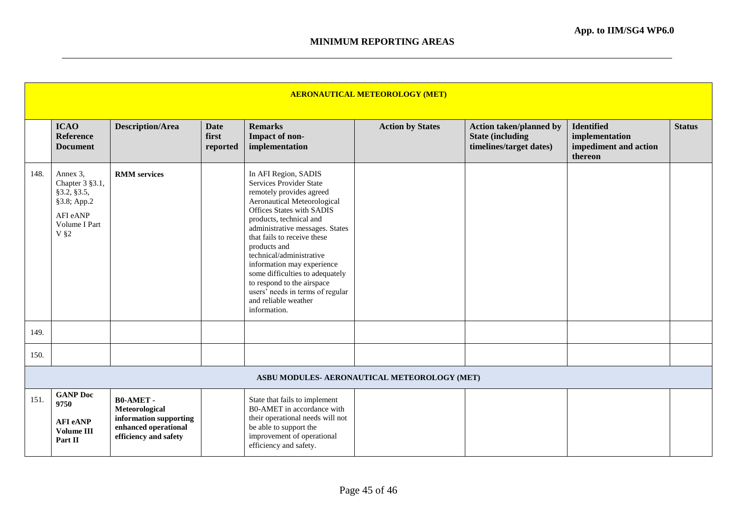App. to IIM/SG4 WP6.0

## MINIMUM REPORTING AREAS

| | ICAO Reference Document | Description/Area | Date first reported | Remarks Impact of non-implementation | Action by States | Action taken/planned by State (including timelines/target dates) | Identified implementation impediment and action thereon | Status |
|---|---|---|---|---|---|---|---|---|
| **AERONAUTICAL METEOROLOGY (MET)** | | | | | | | | |
| 148. | Annex 3, Chapter 3 §3.1, §3.2, §3.5, §3.8; App.2<br>AFI eANP Volume I Part V §2 | **RMM services** | | In AFI Region, SADIS Services Provider State remotely provides agreed Aeronautical Meteorological Offices States with SADIS products, technical and administrative messages. States that fails to receive these products and technical/administrative information may experience some difficulties to adequately to respond to the airspace users' needs in terms of regular and reliable weather information. | | | | |
| 149. | | | | | | | | |
| 150. | | | | | | | | |
| **ASBU MODULES- AERONAUTICAL METEOROLOGY (MET)** | | | | | | | | |
| 151. | **GANP Doc 9750**<br>**AFI eANP Volume III Part II** | **B0-AMET - Meteorological information supporting enhanced operational efficiency and safety** | | State that fails to implement B0-AMET in accordance with their operational needs will not be able to support the improvement of operational efficiency and safety. | | | | |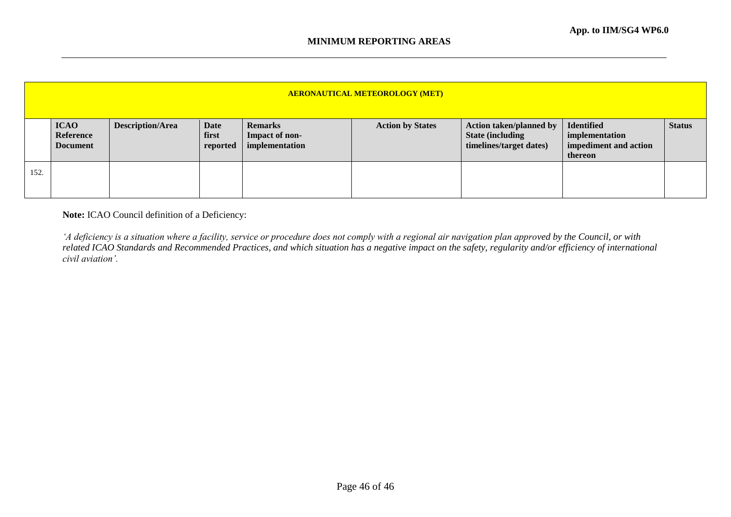App. to IIM/SG4 WP6.0

**MINIMUM REPORTING AREAS**

| AERONAUTICAL METEOROLOGY (MET) | | | | | | | | |
|---|---|---|---|---|---|---|---|---|
| | **ICAO Reference Document** | **Description/Area** | **Date first reported** | **Remarks Impact of non-implementation** | **Action by States** | **Action taken/planned by State (including timelines/target dates)** | **Identified implementation impediment and action thereon** | **Status** |
| 152. | | | | | | | | |

**Note:** ICAO Council definition of a Deficiency:

*'A deficiency is a situation where a facility, service or procedure does not comply with a regional air navigation plan approved by the Council, or with related ICAO Standards and Recommended Practices, and which situation has a negative impact on the safety, regularity and/or efficiency of international civil aviation'.*